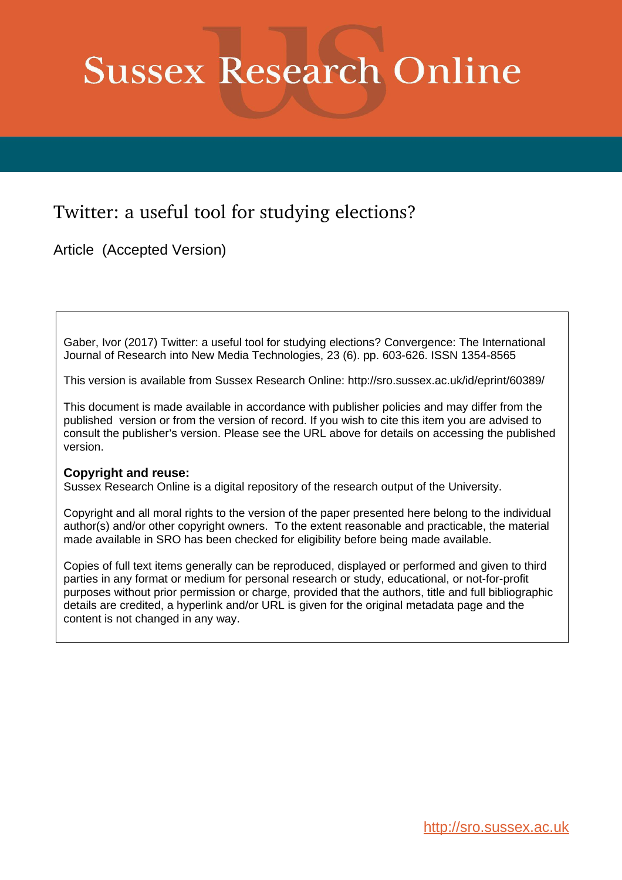# Sussex Research Online

## Twitter: a useful tool for studying elections?

Article (Accepted Version)

Gaber, Ivor (2017) Twitter: a useful tool for studying elections? Convergence: The International Journal of Research into New Media Technologies, 23 (6). pp. 603-626. ISSN 1354-8565

This version is available from Sussex Research Online: http://sro.sussex.ac.uk/id/eprint/60389/

This document is made available in accordance with publisher policies and may differ from the published version or from the version of record. If you wish to cite this item you are advised to consult the publisher's version. Please see the URL above for details on accessing the published version.

**Copyright and reuse:**
Sussex Research Online is a digital repository of the research output of the University.

Copyright and all moral rights to the version of the paper presented here belong to the individual author(s) and/or other copyright owners. To the extent reasonable and practicable, the material made available in SRO has been checked for eligibility before being made available.

Copies of full text items generally can be reproduced, displayed or performed and given to third parties in any format or medium for personal research or study, educational, or not-for-profit purposes without prior permission or charge, provided that the authors, title and full bibliographic details are credited, a hyperlink and/or URL is given for the original metadata page and the content is not changed in any way.

http://sro.sussex.ac.uk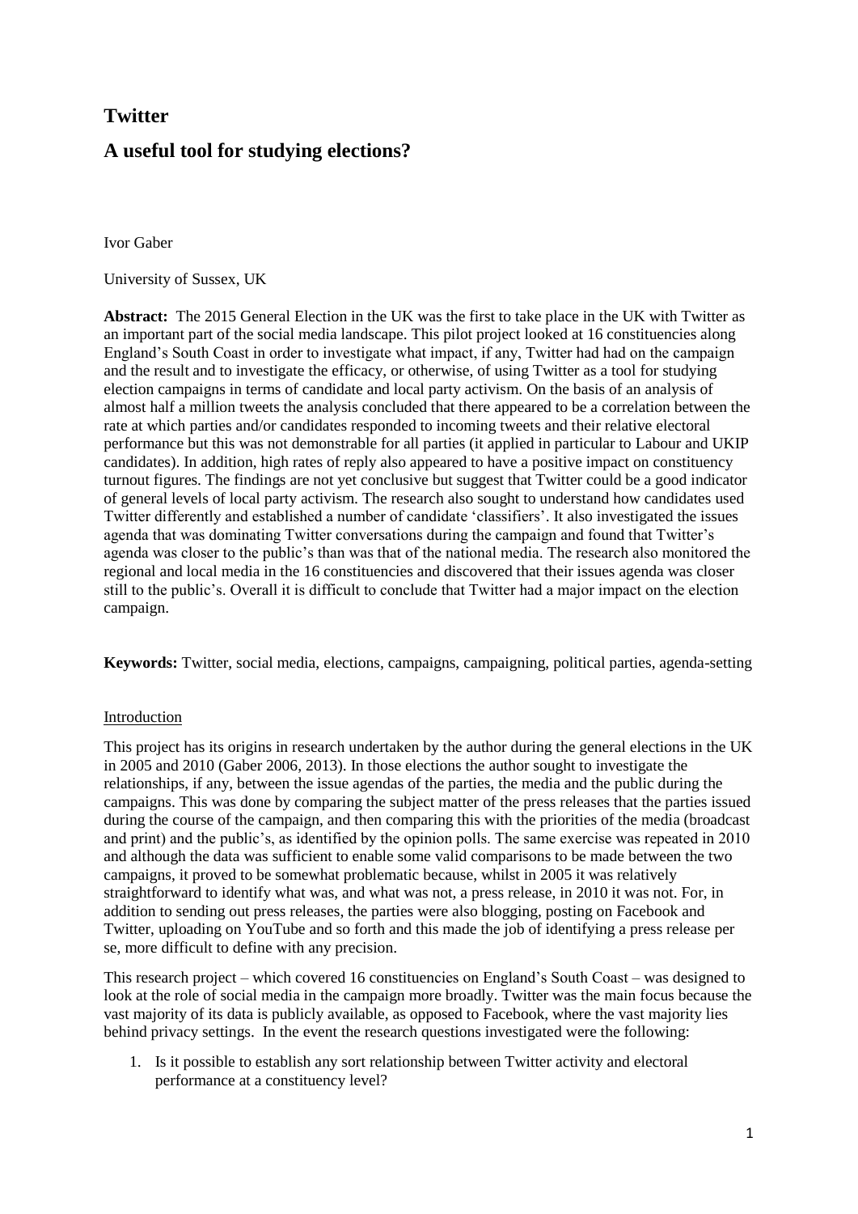# Twitter

## A useful tool for studying elections?

Ivor Gaber

University of Sussex, UK

**Abstract:** The 2015 General Election in the UK was the first to take place in the UK with Twitter as an important part of the social media landscape. This pilot project looked at 16 constituencies along England's South Coast in order to investigate what impact, if any, Twitter had had on the campaign and the result and to investigate the efficacy, or otherwise, of using Twitter as a tool for studying election campaigns in terms of candidate and local party activism. On the basis of an analysis of almost half a million tweets the analysis concluded that there appeared to be a correlation between the rate at which parties and/or candidates responded to incoming tweets and their relative electoral performance but this was not demonstrable for all parties (it applied in particular to Labour and UKIP candidates). In addition, high rates of reply also appeared to have a positive impact on constituency turnout figures. The findings are not yet conclusive but suggest that Twitter could be a good indicator of general levels of local party activism. The research also sought to understand how candidates used Twitter differently and established a number of candidate 'classifiers'. It also investigated the issues agenda that was dominating Twitter conversations during the campaign and found that Twitter's agenda was closer to the public's than was that of the national media. The research also monitored the regional and local media in the 16 constituencies and discovered that their issues agenda was closer still to the public's. Overall it is difficult to conclude that Twitter had a major impact on the election campaign.

**Keywords:** Twitter, social media, elections, campaigns, campaigning, political parties, agenda-setting

### Introduction

This project has its origins in research undertaken by the author during the general elections in the UK in 2005 and 2010 (Gaber 2006, 2013). In those elections the author sought to investigate the relationships, if any, between the issue agendas of the parties, the media and the public during the campaigns. This was done by comparing the subject matter of the press releases that the parties issued during the course of the campaign, and then comparing this with the priorities of the media (broadcast and print) and the public's, as identified by the opinion polls. The same exercise was repeated in 2010 and although the data was sufficient to enable some valid comparisons to be made between the two campaigns, it proved to be somewhat problematic because, whilst in 2005 it was relatively straightforward to identify what was, and what was not, a press release, in 2010 it was not. For, in addition to sending out press releases, the parties were also blogging, posting on Facebook and Twitter, uploading on YouTube and so forth and this made the job of identifying a press release per se, more difficult to define with any precision.

This research project – which covered 16 constituencies on England's South Coast – was designed to look at the role of social media in the campaign more broadly. Twitter was the main focus because the vast majority of its data is publicly available, as opposed to Facebook, where the vast majority lies behind privacy settings. In the event the research questions investigated were the following:

1. Is it possible to establish any sort relationship between Twitter activity and electoral performance at a constituency level?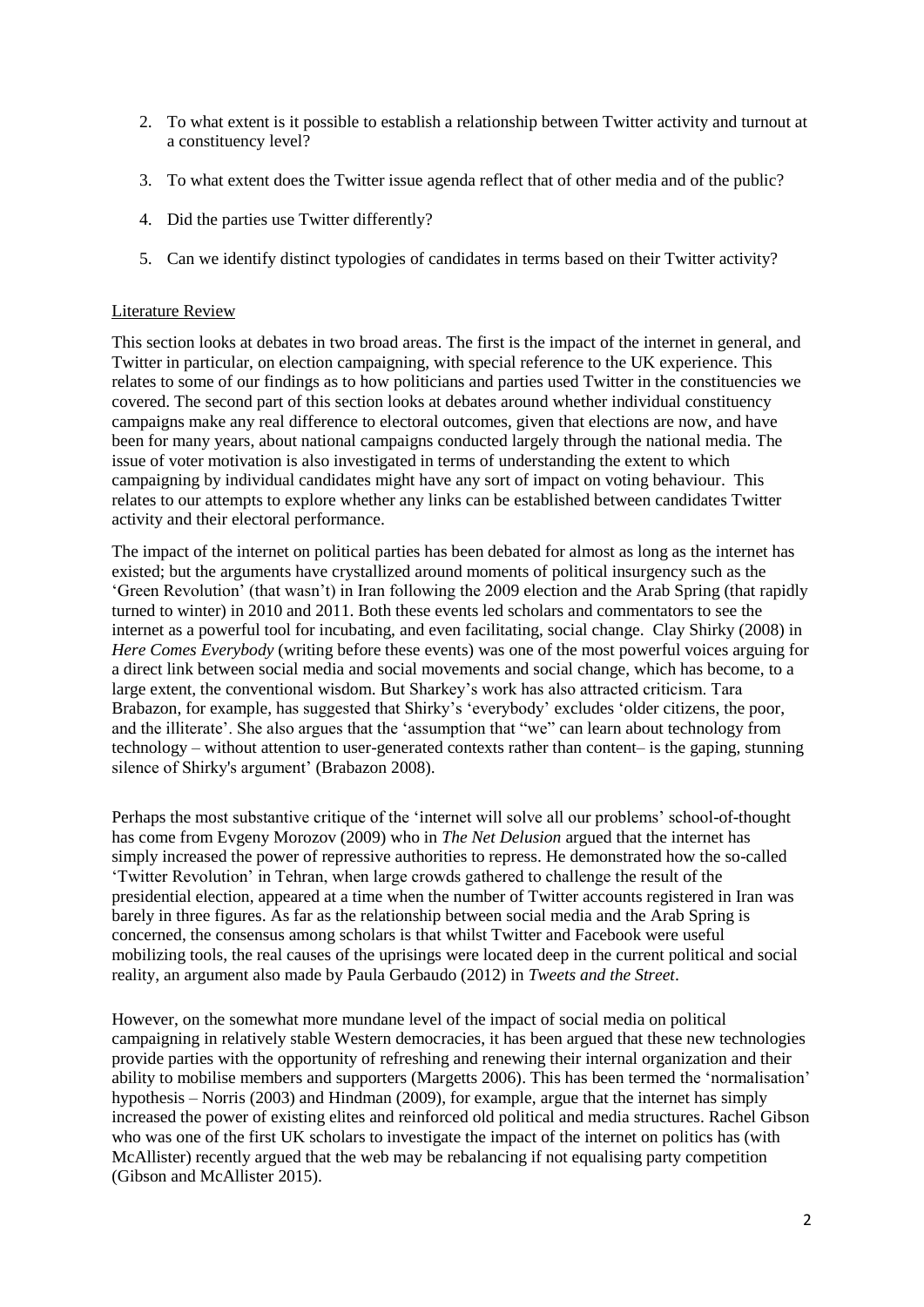2. To what extent is it possible to establish a relationship between Twitter activity and turnout at a constituency level?

3. To what extent does the Twitter issue agenda reflect that of other media and of the public?

4. Did the parties use Twitter differently?

5. Can we identify distinct typologies of candidates in terms based on their Twitter activity?

## Literature Review

This section looks at debates in two broad areas. The first is the impact of the internet in general, and Twitter in particular, on election campaigning, with special reference to the UK experience. This relates to some of our findings as to how politicians and parties used Twitter in the constituencies we covered. The second part of this section looks at debates around whether individual constituency campaigns make any real difference to electoral outcomes, given that elections are now, and have been for many years, about national campaigns conducted largely through the national media. The issue of voter motivation is also investigated in terms of understanding the extent to which campaigning by individual candidates might have any sort of impact on voting behaviour. This relates to our attempts to explore whether any links can be established between candidates Twitter activity and their electoral performance.

The impact of the internet on political parties has been debated for almost as long as the internet has existed; but the arguments have crystallized around moments of political insurgency such as the 'Green Revolution' (that wasn't) in Iran following the 2009 election and the Arab Spring (that rapidly turned to winter) in 2010 and 2011. Both these events led scholars and commentators to see the internet as a powerful tool for incubating, and even facilitating, social change. Clay Shirky (2008) in *Here Comes Everybody* (writing before these events) was one of the most powerful voices arguing for a direct link between social media and social movements and social change, which has become, to a large extent, the conventional wisdom. But Sharkey's work has also attracted criticism. Tara Brabazon, for example, has suggested that Shirky's 'everybody' excludes 'older citizens, the poor, and the illiterate'. She also argues that the 'assumption that "we" can learn about technology from technology – without attention to user-generated contexts rather than content– is the gaping, stunning silence of Shirky's argument' (Brabazon 2008).

Perhaps the most substantive critique of the 'internet will solve all our problems' school-of-thought has come from Evgeny Morozov (2009) who in *The Net Delusion* argued that the internet has simply increased the power of repressive authorities to repress. He demonstrated how the so-called 'Twitter Revolution' in Tehran, when large crowds gathered to challenge the result of the presidential election, appeared at a time when the number of Twitter accounts registered in Iran was barely in three figures. As far as the relationship between social media and the Arab Spring is concerned, the consensus among scholars is that whilst Twitter and Facebook were useful mobilizing tools, the real causes of the uprisings were located deep in the current political and social reality, an argument also made by Paula Gerbaudo (2012) in *Tweets and the Street*.

However, on the somewhat more mundane level of the impact of social media on political campaigning in relatively stable Western democracies, it has been argued that these new technologies provide parties with the opportunity of refreshing and renewing their internal organization and their ability to mobilise members and supporters (Margetts 2006). This has been termed the 'normalisation' hypothesis – Norris (2003) and Hindman (2009), for example, argue that the internet has simply increased the power of existing elites and reinforced old political and media structures. Rachel Gibson who was one of the first UK scholars to investigate the impact of the internet on politics has (with McAllister) recently argued that the web may be rebalancing if not equalising party competition (Gibson and McAllister 2015).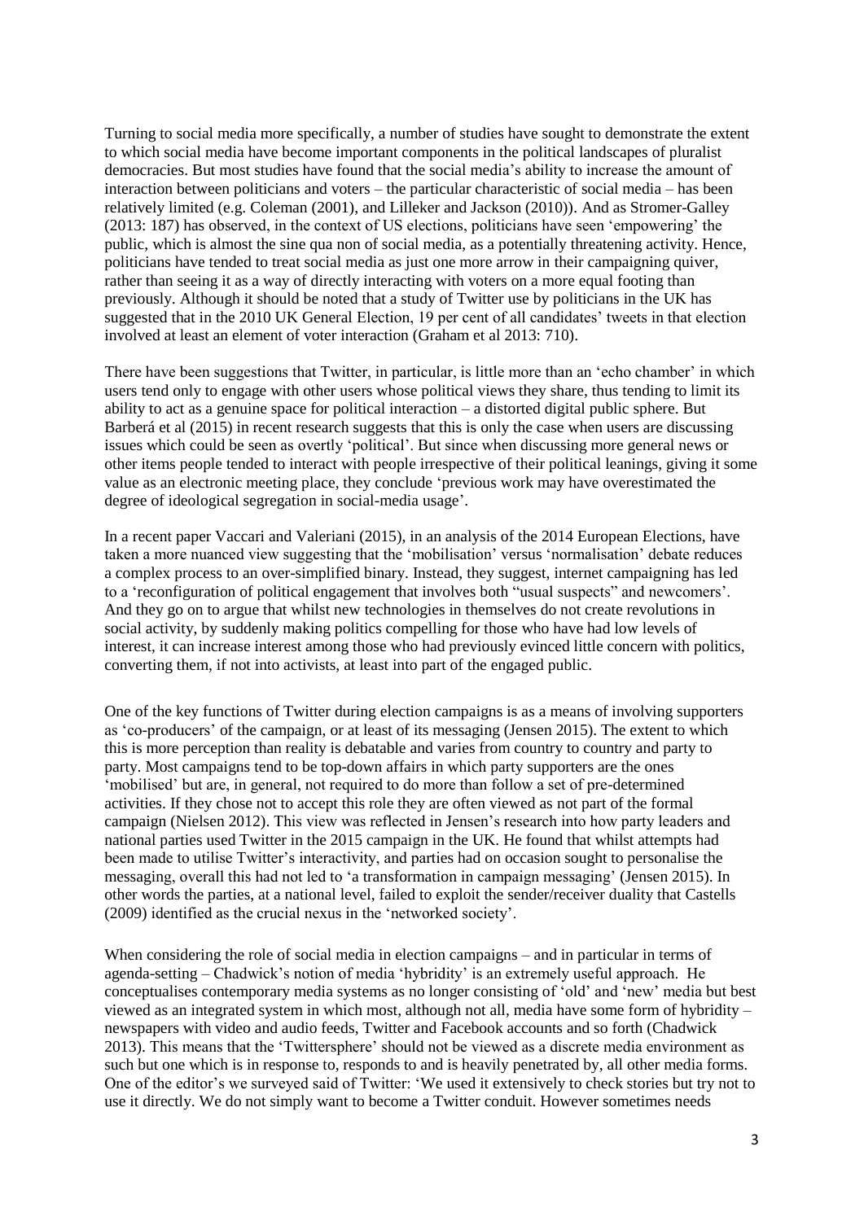Turning to social media more specifically, a number of studies have sought to demonstrate the extent to which social media have become important components in the political landscapes of pluralist democracies. But most studies have found that the social media's ability to increase the amount of interaction between politicians and voters – the particular characteristic of social media – has been relatively limited (e.g. Coleman (2001), and Lilleker and Jackson (2010)). And as Stromer-Galley (2013: 187) has observed, in the context of US elections, politicians have seen 'empowering' the public, which is almost the sine qua non of social media, as a potentially threatening activity. Hence, politicians have tended to treat social media as just one more arrow in their campaigning quiver, rather than seeing it as a way of directly interacting with voters on a more equal footing than previously. Although it should be noted that a study of Twitter use by politicians in the UK has suggested that in the 2010 UK General Election, 19 per cent of all candidates' tweets in that election involved at least an element of voter interaction (Graham et al 2013: 710).

There have been suggestions that Twitter, in particular, is little more than an 'echo chamber' in which users tend only to engage with other users whose political views they share, thus tending to limit its ability to act as a genuine space for political interaction – a distorted digital public sphere. But Barberá et al (2015) in recent research suggests that this is only the case when users are discussing issues which could be seen as overtly 'political'. But since when discussing more general news or other items people tended to interact with people irrespective of their political leanings, giving it some value as an electronic meeting place, they conclude 'previous work may have overestimated the degree of ideological segregation in social-media usage'.

In a recent paper Vaccari and Valeriani (2015), in an analysis of the 2014 European Elections, have taken a more nuanced view suggesting that the 'mobilisation' versus 'normalisation' debate reduces a complex process to an over-simplified binary. Instead, they suggest, internet campaigning has led to a 'reconfiguration of political engagement that involves both "usual suspects" and newcomers'. And they go on to argue that whilst new technologies in themselves do not create revolutions in social activity, by suddenly making politics compelling for those who have had low levels of interest, it can increase interest among those who had previously evinced little concern with politics, converting them, if not into activists, at least into part of the engaged public.

One of the key functions of Twitter during election campaigns is as a means of involving supporters as 'co-producers' of the campaign, or at least of its messaging (Jensen 2015). The extent to which this is more perception than reality is debatable and varies from country to country and party to party. Most campaigns tend to be top-down affairs in which party supporters are the ones 'mobilised' but are, in general, not required to do more than follow a set of pre-determined activities. If they chose not to accept this role they are often viewed as not part of the formal campaign (Nielsen 2012). This view was reflected in Jensen's research into how party leaders and national parties used Twitter in the 2015 campaign in the UK. He found that whilst attempts had been made to utilise Twitter's interactivity, and parties had on occasion sought to personalise the messaging, overall this had not led to 'a transformation in campaign messaging' (Jensen 2015). In other words the parties, at a national level, failed to exploit the sender/receiver duality that Castells (2009) identified as the crucial nexus in the 'networked society'.

When considering the role of social media in election campaigns – and in particular in terms of agenda-setting – Chadwick's notion of media 'hybridity' is an extremely useful approach. He conceptualises contemporary media systems as no longer consisting of 'old' and 'new' media but best viewed as an integrated system in which most, although not all, media have some form of hybridity – newspapers with video and audio feeds, Twitter and Facebook accounts and so forth (Chadwick 2013). This means that the 'Twittersphere' should not be viewed as a discrete media environment as such but one which is in response to, responds to and is heavily penetrated by, all other media forms. One of the editor's we surveyed said of Twitter: 'We used it extensively to check stories but try not to use it directly. We do not simply want to become a Twitter conduit. However sometimes needs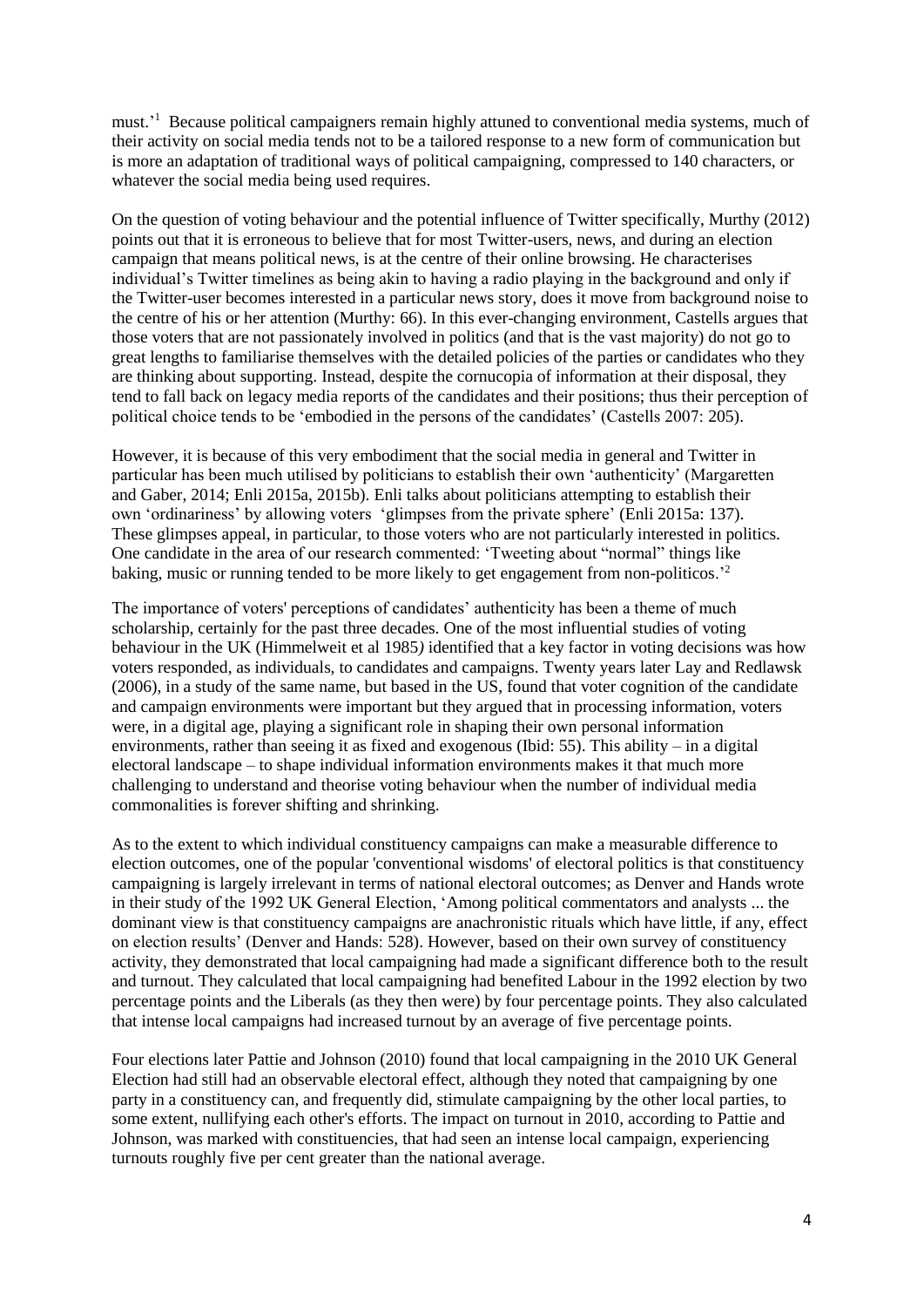must.'[1] Because political campaigners remain highly attuned to conventional media systems, much of their activity on social media tends not to be a tailored response to a new form of communication but is more an adaptation of traditional ways of political campaigning, compressed to 140 characters, or whatever the social media being used requires.

On the question of voting behaviour and the potential influence of Twitter specifically, Murthy (2012) points out that it is erroneous to believe that for most Twitter-users, news, and during an election campaign that means political news, is at the centre of their online browsing. He characterises individual's Twitter timelines as being akin to having a radio playing in the background and only if the Twitter-user becomes interested in a particular news story, does it move from background noise to the centre of his or her attention (Murthy: 66). In this ever-changing environment, Castells argues that those voters that are not passionately involved in politics (and that is the vast majority) do not go to great lengths to familiarise themselves with the detailed policies of the parties or candidates who they are thinking about supporting. Instead, despite the cornucopia of information at their disposal, they tend to fall back on legacy media reports of the candidates and their positions; thus their perception of political choice tends to be 'embodied in the persons of the candidates' (Castells 2007: 205).

However, it is because of this very embodiment that the social media in general and Twitter in particular has been much utilised by politicians to establish their own 'authenticity' (Margaretten and Gaber, 2014; Enli 2015a, 2015b). Enli talks about politicians attempting to establish their own 'ordinariness' by allowing voters 'glimpses from the private sphere' (Enli 2015a: 137). These glimpses appeal, in particular, to those voters who are not particularly interested in politics. One candidate in the area of our research commented: 'Tweeting about "normal" things like baking, music or running tended to be more likely to get engagement from non-politicos.'[2]

The importance of voters' perceptions of candidates' authenticity has been a theme of much scholarship, certainly for the past three decades. One of the most influential studies of voting behaviour in the UK (Himmelweit et al 1985*)* identified that a key factor in voting decisions was how voters responded, as individuals, to candidates and campaigns. Twenty years later Lay and Redlawsk (2006), in a study of the same name, but based in the US, found that voter cognition of the candidate and campaign environments were important but they argued that in processing information, voters were, in a digital age, playing a significant role in shaping their own personal information environments, rather than seeing it as fixed and exogenous (Ibid: 55). This ability – in a digital electoral landscape – to shape individual information environments makes it that much more challenging to understand and theorise voting behaviour when the number of individual media commonalities is forever shifting and shrinking.

As to the extent to which individual constituency campaigns can make a measurable difference to election outcomes, one of the popular 'conventional wisdoms' of electoral politics is that constituency campaigning is largely irrelevant in terms of national electoral outcomes; as Denver and Hands wrote in their study of the 1992 UK General Election, 'Among political commentators and analysts ... the dominant view is that constituency campaigns are anachronistic rituals which have little, if any, effect on election results' (Denver and Hands: 528). However, based on their own survey of constituency activity, they demonstrated that local campaigning had made a significant difference both to the result and turnout. They calculated that local campaigning had benefited Labour in the 1992 election by two percentage points and the Liberals (as they then were) by four percentage points. They also calculated that intense local campaigns had increased turnout by an average of five percentage points.

Four elections later Pattie and Johnson (2010) found that local campaigning in the 2010 UK General Election had still had an observable electoral effect, although they noted that campaigning by one party in a constituency can, and frequently did, stimulate campaigning by the other local parties, to some extent, nullifying each other's efforts. The impact on turnout in 2010, according to Pattie and Johnson, was marked with constituencies, that had seen an intense local campaign, experiencing turnouts roughly five per cent greater than the national average.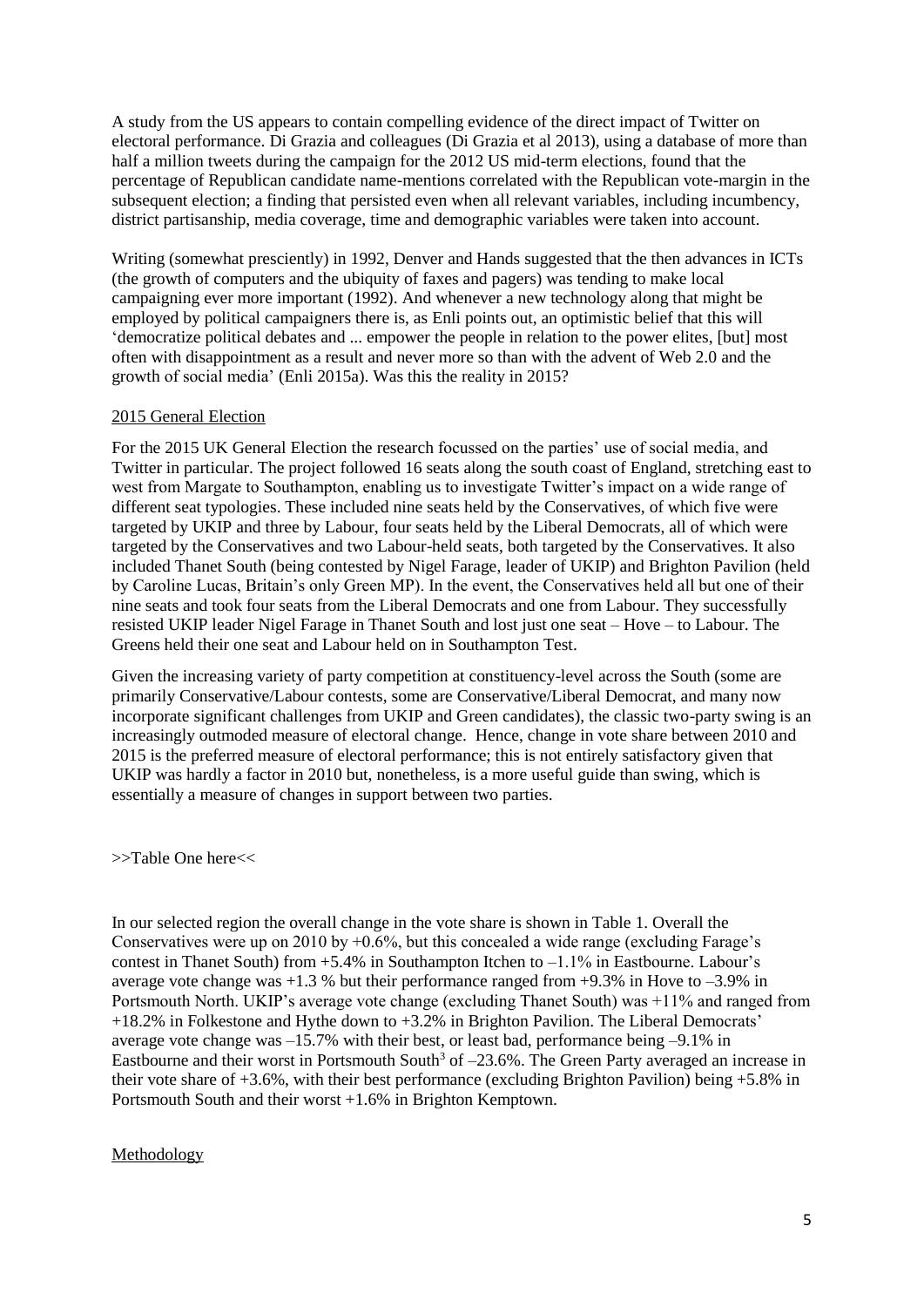A study from the US appears to contain compelling evidence of the direct impact of Twitter on electoral performance. Di Grazia and colleagues (Di Grazia et al 2013), using a database of more than half a million tweets during the campaign for the 2012 US mid-term elections, found that the percentage of Republican candidate name-mentions correlated with the Republican vote-margin in the subsequent election; a finding that persisted even when all relevant variables, including incumbency, district partisanship, media coverage, time and demographic variables were taken into account.

Writing (somewhat presciently) in 1992, Denver and Hands suggested that the then advances in ICTs (the growth of computers and the ubiquity of faxes and pagers) was tending to make local campaigning ever more important (1992). And whenever a new technology along that might be employed by political campaigners there is, as Enli points out, an optimistic belief that this will 'democratize political debates and ... empower the people in relation to the power elites, [but] most often with disappointment as a result and never more so than with the advent of Web 2.0 and the growth of social media' (Enli 2015a). Was this the reality in 2015?

## 2015 General Election

For the 2015 UK General Election the research focussed on the parties' use of social media, and Twitter in particular. The project followed 16 seats along the south coast of England, stretching east to west from Margate to Southampton, enabling us to investigate Twitter's impact on a wide range of different seat typologies. These included nine seats held by the Conservatives, of which five were targeted by UKIP and three by Labour, four seats held by the Liberal Democrats, all of which were targeted by the Conservatives and two Labour-held seats, both targeted by the Conservatives. It also included Thanet South (being contested by Nigel Farage, leader of UKIP) and Brighton Pavilion (held by Caroline Lucas, Britain's only Green MP). In the event, the Conservatives held all but one of their nine seats and took four seats from the Liberal Democrats and one from Labour. They successfully resisted UKIP leader Nigel Farage in Thanet South and lost just one seat – Hove – to Labour. The Greens held their one seat and Labour held on in Southampton Test.

Given the increasing variety of party competition at constituency-level across the South (some are primarily Conservative/Labour contests, some are Conservative/Liberal Democrat, and many now incorporate significant challenges from UKIP and Green candidates), the classic two-party swing is an increasingly outmoded measure of electoral change. Hence, change in vote share between 2010 and 2015 is the preferred measure of electoral performance; this is not entirely satisfactory given that UKIP was hardly a factor in 2010 but, nonetheless, is a more useful guide than swing, which is essentially a measure of changes in support between two parties.

>>Table One here<<

In our selected region the overall change in the vote share is shown in Table 1. Overall the Conservatives were up on 2010 by +0.6%, but this concealed a wide range (excluding Farage's contest in Thanet South) from +5.4% in Southampton Itchen to –1.1% in Eastbourne. Labour's average vote change was +1.3 % but their performance ranged from +9.3% in Hove to –3.9% in Portsmouth North. UKIP's average vote change (excluding Thanet South) was +11% and ranged from +18.2% in Folkestone and Hythe down to +3.2% in Brighton Pavilion. The Liberal Democrats' average vote change was –15.7% with their best, or least bad, performance being –9.1% in Eastbourne and their worst in Portsmouth South[3] of –23.6%. The Green Party averaged an increase in their vote share of +3.6%, with their best performance (excluding Brighton Pavilion) being +5.8% in Portsmouth South and their worst +1.6% in Brighton Kemptown.

## Methodology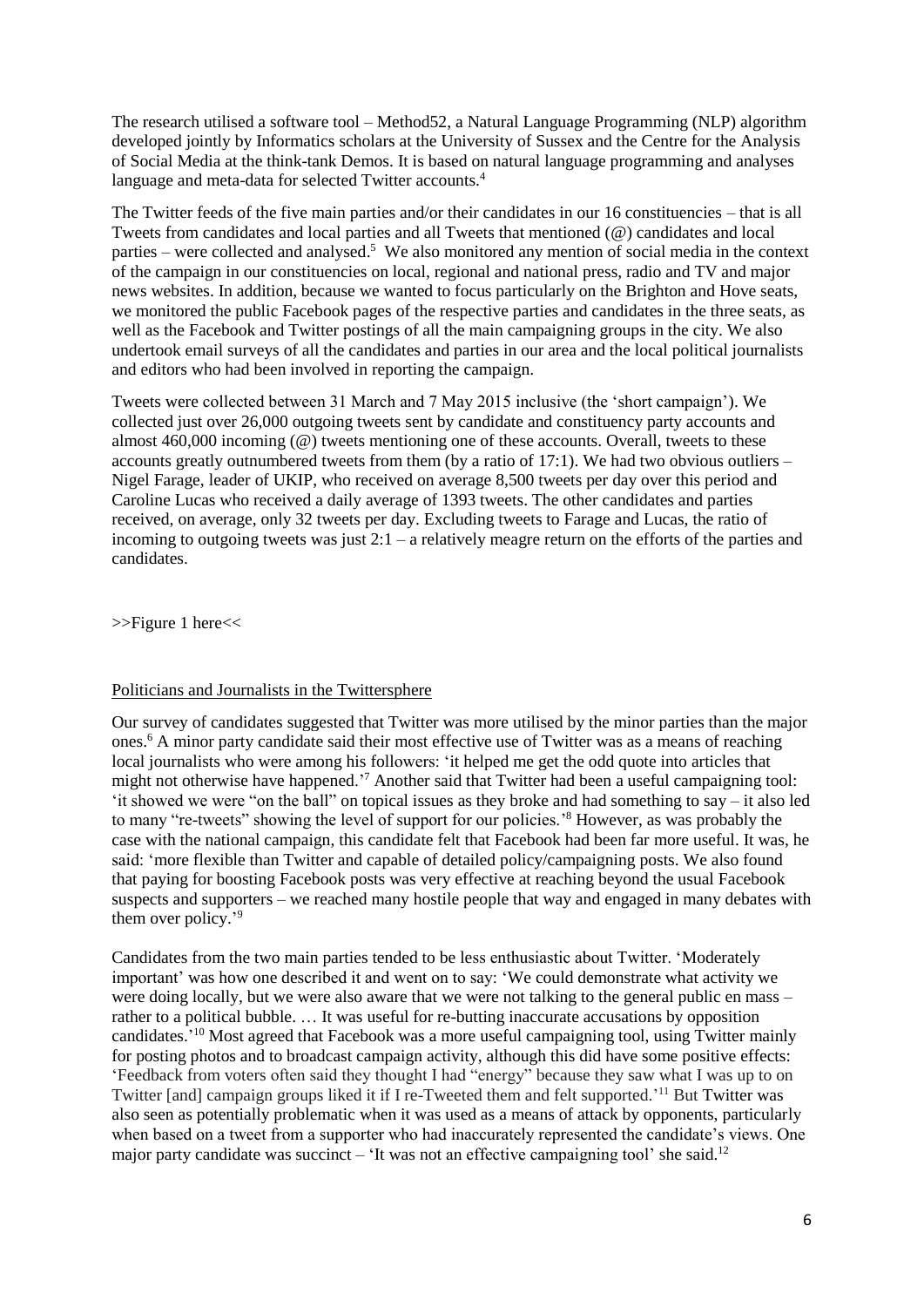The research utilised a software tool – Method52, a Natural Language Programming (NLP) algorithm developed jointly by Informatics scholars at the University of Sussex and the Centre for the Analysis of Social Media at the think-tank Demos. It is based on natural language programming and analyses language and meta-data for selected Twitter accounts.[4]

The Twitter feeds of the five main parties and/or their candidates in our 16 constituencies – that is all Tweets from candidates and local parties and all Tweets that mentioned (@) candidates and local parties – were collected and analysed.[5] We also monitored any mention of social media in the context of the campaign in our constituencies on local, regional and national press, radio and TV and major news websites. In addition, because we wanted to focus particularly on the Brighton and Hove seats, we monitored the public Facebook pages of the respective parties and candidates in the three seats, as well as the Facebook and Twitter postings of all the main campaigning groups in the city. We also undertook email surveys of all the candidates and parties in our area and the local political journalists and editors who had been involved in reporting the campaign.

Tweets were collected between 31 March and 7 May 2015 inclusive (the 'short campaign'). We collected just over 26,000 outgoing tweets sent by candidate and constituency party accounts and almost 460,000 incoming (@) tweets mentioning one of these accounts. Overall, tweets to these accounts greatly outnumbered tweets from them (by a ratio of 17:1). We had two obvious outliers – Nigel Farage, leader of UKIP, who received on average 8,500 tweets per day over this period and Caroline Lucas who received a daily average of 1393 tweets. The other candidates and parties received, on average, only 32 tweets per day. Excluding tweets to Farage and Lucas, the ratio of incoming to outgoing tweets was just 2:1 – a relatively meagre return on the efforts of the parties and candidates.

>>Figure 1 here<<

## Politicians and Journalists in the Twittersphere

Our survey of candidates suggested that Twitter was more utilised by the minor parties than the major ones.[6] A minor party candidate said their most effective use of Twitter was as a means of reaching local journalists who were among his followers: 'it helped me get the odd quote into articles that might not otherwise have happened.'[7] Another said that Twitter had been a useful campaigning tool: 'it showed we were "on the ball" on topical issues as they broke and had something to say – it also led to many "re-tweets" showing the level of support for our policies.'[8] However, as was probably the case with the national campaign, this candidate felt that Facebook had been far more useful. It was, he said: 'more flexible than Twitter and capable of detailed policy/campaigning posts. We also found that paying for boosting Facebook posts was very effective at reaching beyond the usual Facebook suspects and supporters – we reached many hostile people that way and engaged in many debates with them over policy.'[9]

Candidates from the two main parties tended to be less enthusiastic about Twitter. 'Moderately important' was how one described it and went on to say: 'We could demonstrate what activity we were doing locally, but we were also aware that we were not talking to the general public en mass – rather to a political bubble. … It was useful for re-butting inaccurate accusations by opposition candidates.'[10] Most agreed that Facebook was a more useful campaigning tool, using Twitter mainly for posting photos and to broadcast campaign activity, although this did have some positive effects: 'Feedback from voters often said they thought I had "energy" because they saw what I was up to on Twitter [and] campaign groups liked it if I re-Tweeted them and felt supported.'[11] But Twitter was also seen as potentially problematic when it was used as a means of attack by opponents, particularly when based on a tweet from a supporter who had inaccurately represented the candidate's views. One major party candidate was succinct – 'It was not an effective campaigning tool' she said.[12]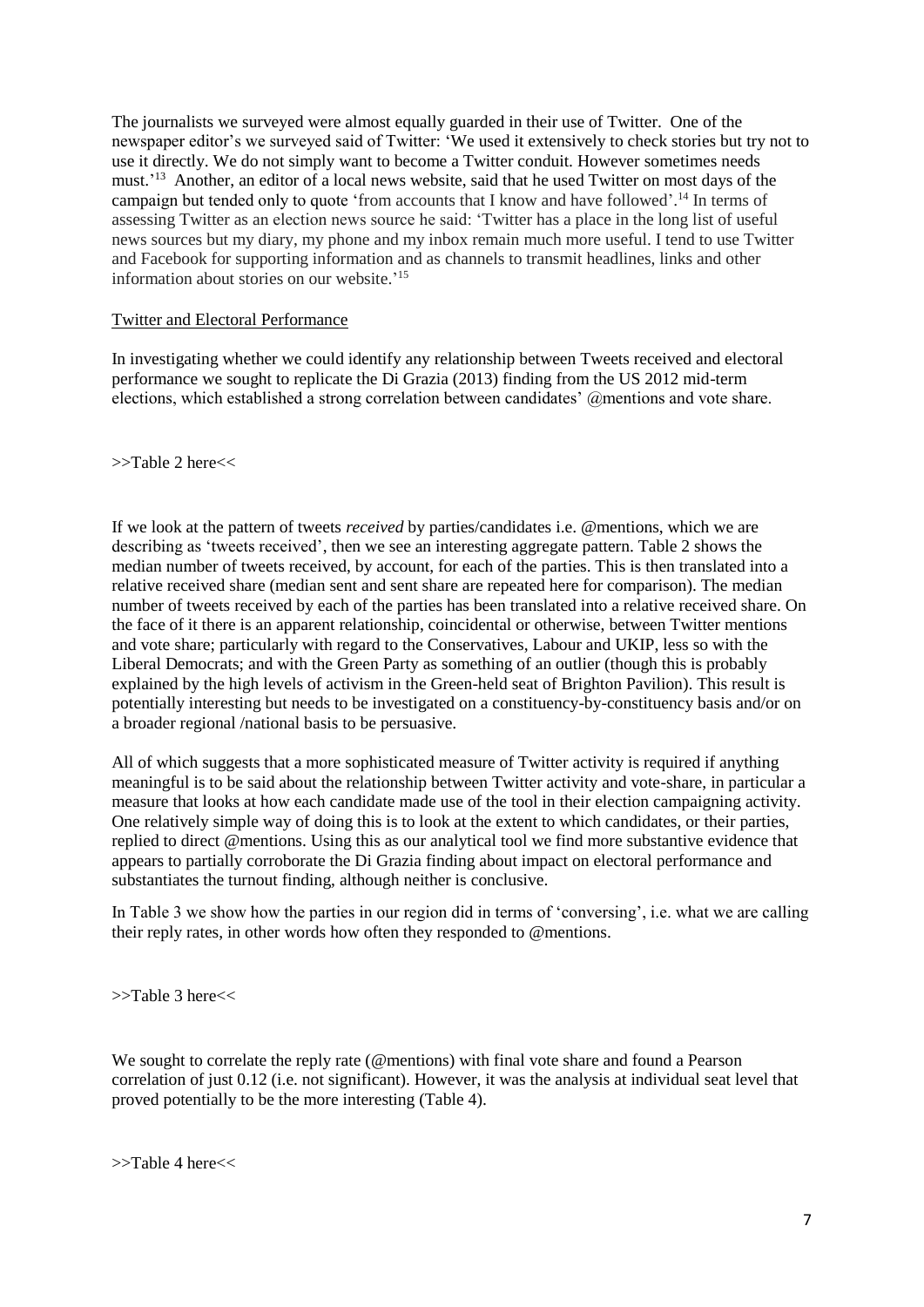The journalists we surveyed were almost equally guarded in their use of Twitter. One of the newspaper editor's we surveyed said of Twitter: 'We used it extensively to check stories but try not to use it directly. We do not simply want to become a Twitter conduit. However sometimes needs must.'[13] Another, an editor of a local news website, said that he used Twitter on most days of the campaign but tended only to quote 'from accounts that I know and have followed'.[14] In terms of assessing Twitter as an election news source he said: 'Twitter has a place in the long list of useful news sources but my diary, my phone and my inbox remain much more useful. I tend to use Twitter and Facebook for supporting information and as channels to transmit headlines, links and other information about stories on our website.'[15]

Twitter and Electoral Performance

In investigating whether we could identify any relationship between Tweets received and electoral performance we sought to replicate the Di Grazia (2013) finding from the US 2012 mid-term elections, which established a strong correlation between candidates' @mentions and vote share.

>>Table 2 here<<

If we look at the pattern of tweets *received* by parties/candidates i.e. @mentions, which we are describing as 'tweets received', then we see an interesting aggregate pattern. Table 2 shows the median number of tweets received, by account, for each of the parties. This is then translated into a relative received share (median sent and sent share are repeated here for comparison). The median number of tweets received by each of the parties has been translated into a relative received share. On the face of it there is an apparent relationship, coincidental or otherwise, between Twitter mentions and vote share; particularly with regard to the Conservatives, Labour and UKIP, less so with the Liberal Democrats; and with the Green Party as something of an outlier (though this is probably explained by the high levels of activism in the Green-held seat of Brighton Pavilion). This result is potentially interesting but needs to be investigated on a constituency-by-constituency basis and/or on a broader regional /national basis to be persuasive.

All of which suggests that a more sophisticated measure of Twitter activity is required if anything meaningful is to be said about the relationship between Twitter activity and vote-share, in particular a measure that looks at how each candidate made use of the tool in their election campaigning activity. One relatively simple way of doing this is to look at the extent to which candidates, or their parties, replied to direct @mentions. Using this as our analytical tool we find more substantive evidence that appears to partially corroborate the Di Grazia finding about impact on electoral performance and substantiates the turnout finding, although neither is conclusive.

In Table 3 we show how the parties in our region did in terms of 'conversing', i.e. what we are calling their reply rates, in other words how often they responded to @mentions.

>>Table 3 here<<

We sought to correlate the reply rate (@mentions) with final vote share and found a Pearson correlation of just 0.12 (i.e. not significant). However, it was the analysis at individual seat level that proved potentially to be the more interesting (Table 4).

>>Table 4 here<<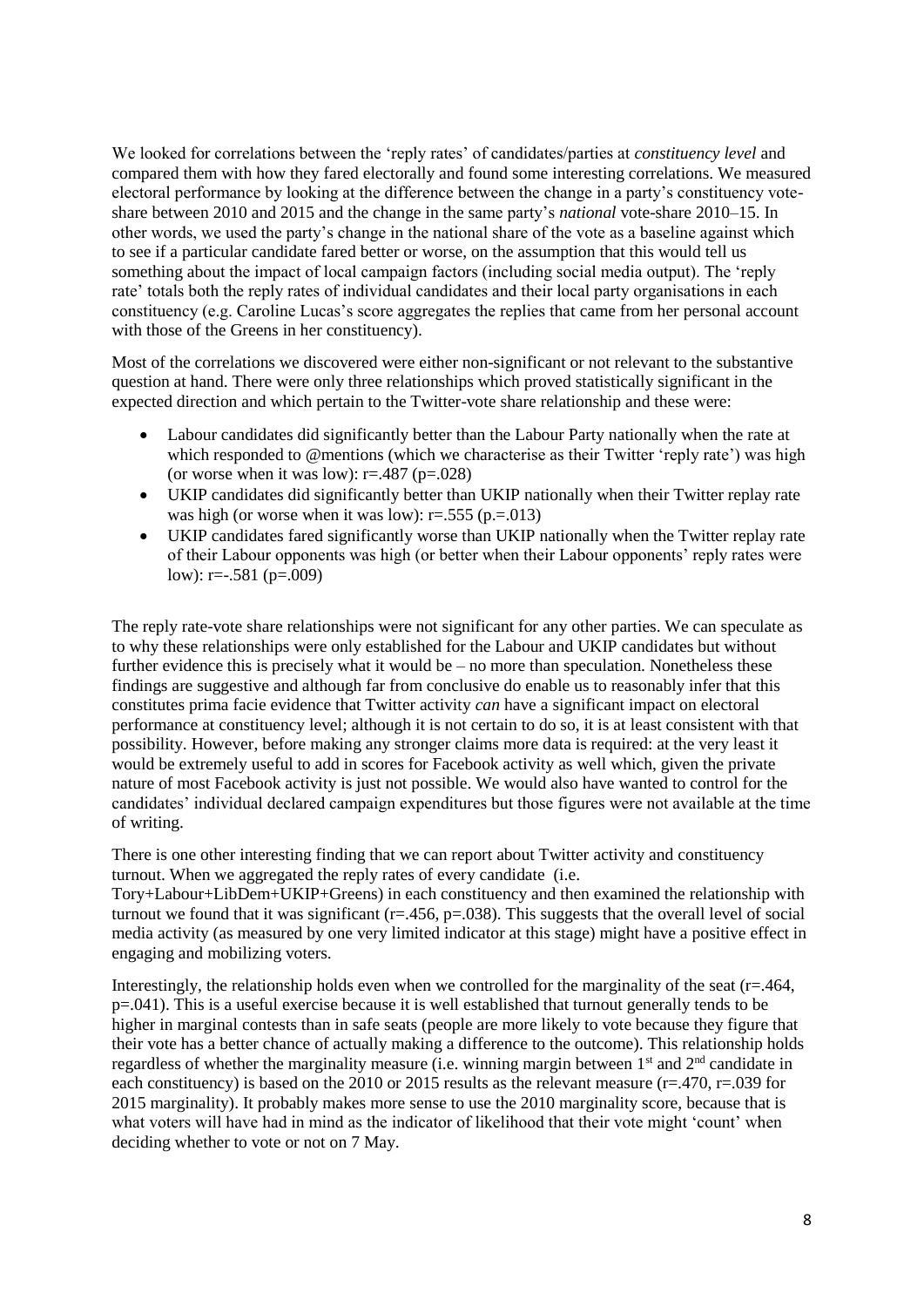We looked for correlations between the 'reply rates' of candidates/parties at *constituency level* and compared them with how they fared electorally and found some interesting correlations. We measured electoral performance by looking at the difference between the change in a party's constituency vote-share between 2010 and 2015 and the change in the same party's *national* vote-share 2010–15. In other words, we used the party's change in the national share of the vote as a baseline against which to see if a particular candidate fared better or worse, on the assumption that this would tell us something about the impact of local campaign factors (including social media output). The 'reply rate' totals both the reply rates of individual candidates and their local party organisations in each constituency (e.g. Caroline Lucas's score aggregates the replies that came from her personal account with those of the Greens in her constituency).

Most of the correlations we discovered were either non-significant or not relevant to the substantive question at hand. There were only three relationships which proved statistically significant in the expected direction and which pertain to the Twitter-vote share relationship and these were:

- Labour candidates did significantly better than the Labour Party nationally when the rate at which responded to @mentions (which we characterise as their Twitter 'reply rate') was high (or worse when it was low): r=.487 (p=.028)
- UKIP candidates did significantly better than UKIP nationally when their Twitter replay rate was high (or worse when it was low): r=.555 (p.=.013)
- UKIP candidates fared significantly worse than UKIP nationally when the Twitter replay rate of their Labour opponents was high (or better when their Labour opponents' reply rates were low): r=-.581 (p=.009)

The reply rate-vote share relationships were not significant for any other parties. We can speculate as to why these relationships were only established for the Labour and UKIP candidates but without further evidence this is precisely what it would be – no more than speculation. Nonetheless these findings are suggestive and although far from conclusive do enable us to reasonably infer that this constitutes prima facie evidence that Twitter activity *can* have a significant impact on electoral performance at constituency level; although it is not certain to do so, it is at least consistent with that possibility. However, before making any stronger claims more data is required: at the very least it would be extremely useful to add in scores for Facebook activity as well which, given the private nature of most Facebook activity is just not possible. We would also have wanted to control for the candidates' individual declared campaign expenditures but those figures were not available at the time of writing.

There is one other interesting finding that we can report about Twitter activity and constituency turnout. When we aggregated the reply rates of every candidate (i.e. Tory+Labour+LibDem+UKIP+Greens) in each constituency and then examined the relationship with turnout we found that it was significant (r=.456, p=.038). This suggests that the overall level of social media activity (as measured by one very limited indicator at this stage) might have a positive effect in engaging and mobilizing voters.

Interestingly, the relationship holds even when we controlled for the marginality of the seat (r=.464, p=.041). This is a useful exercise because it is well established that turnout generally tends to be higher in marginal contests than in safe seats (people are more likely to vote because they figure that their vote has a better chance of actually making a difference to the outcome). This relationship holds regardless of whether the marginality measure (i.e. winning margin between 1st and 2nd candidate in each constituency) is based on the 2010 or 2015 results as the relevant measure (r=.470, r=.039 for 2015 marginality). It probably makes more sense to use the 2010 marginality score, because that is what voters will have had in mind as the indicator of likelihood that their vote might 'count' when deciding whether to vote or not on 7 May.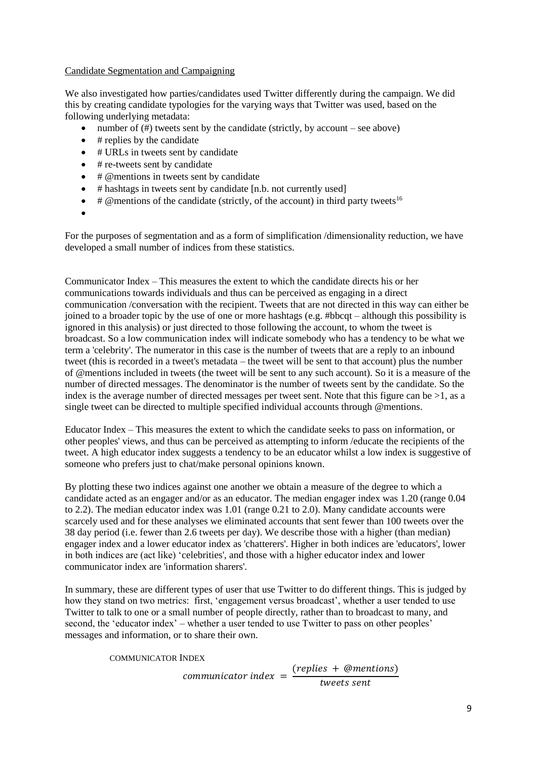Candidate Segmentation and Campaigning

We also investigated how parties/candidates used Twitter differently during the campaign. We did this by creating candidate typologies for the varying ways that Twitter was used, based on the following underlying metadata:

- number of (#) tweets sent by the candidate (strictly, by account – see above)
- # replies by the candidate
- # URLs in tweets sent by candidate
- # re-tweets sent by candidate
- # @mentions in tweets sent by candidate
- # hashtags in tweets sent by candidate [n.b. not currently used]
- # @mentions of the candidate (strictly, of the account) in third party tweets[16]
-

For the purposes of segmentation and as a form of simplification /dimensionality reduction, we have developed a small number of indices from these statistics.

Communicator Index – This measures the extent to which the candidate directs his or her communications towards individuals and thus can be perceived as engaging in a direct communication /conversation with the recipient. Tweets that are not directed in this way can either be joined to a broader topic by the use of one or more hashtags (e.g. #bbcqt – although this possibility is ignored in this analysis) or just directed to those following the account, to whom the tweet is broadcast. So a low communication index will indicate somebody who has a tendency to be what we term a 'celebrity'. The numerator in this case is the number of tweets that are a reply to an inbound tweet (this is recorded in a tweet's metadata – the tweet will be sent to that account) plus the number of @mentions included in tweets (the tweet will be sent to any such account). So it is a measure of the number of directed messages. The denominator is the number of tweets sent by the candidate. So the index is the average number of directed messages per tweet sent. Note that this figure can be >1, as a single tweet can be directed to multiple specified individual accounts through @mentions.

Educator Index – This measures the extent to which the candidate seeks to pass on information, or other peoples' views, and thus can be perceived as attempting to inform /educate the recipients of the tweet. A high educator index suggests a tendency to be an educator whilst a low index is suggestive of someone who prefers just to chat/make personal opinions known.

By plotting these two indices against one another we obtain a measure of the degree to which a candidate acted as an engager and/or as an educator. The median engager index was 1.20 (range 0.04 to 2.2). The median educator index was 1.01 (range 0.21 to 2.0). Many candidate accounts were scarcely used and for these analyses we eliminated accounts that sent fewer than 100 tweets over the 38 day period (i.e. fewer than 2.6 tweets per day). We describe those with a higher (than median) engager index and a lower educator index as 'chatterers'. Higher in both indices are 'educators', lower in both indices are (act like) 'celebrities', and those with a higher educator index and lower communicator index are 'information sharers'.

In summary, these are different types of user that use Twitter to do different things. This is judged by how they stand on two metrics: first, 'engagement versus broadcast', whether a user tended to use Twitter to talk to one or a small number of people directly, rather than to broadcast to many, and second, the 'educator index' – whether a user tended to use Twitter to pass on other peoples' messages and information, or to share their own.

COMMUNICATOR INDEX

$$communicator\ index\ = \frac{(replies\ +\ @mentions)}{tweets\ sent}$$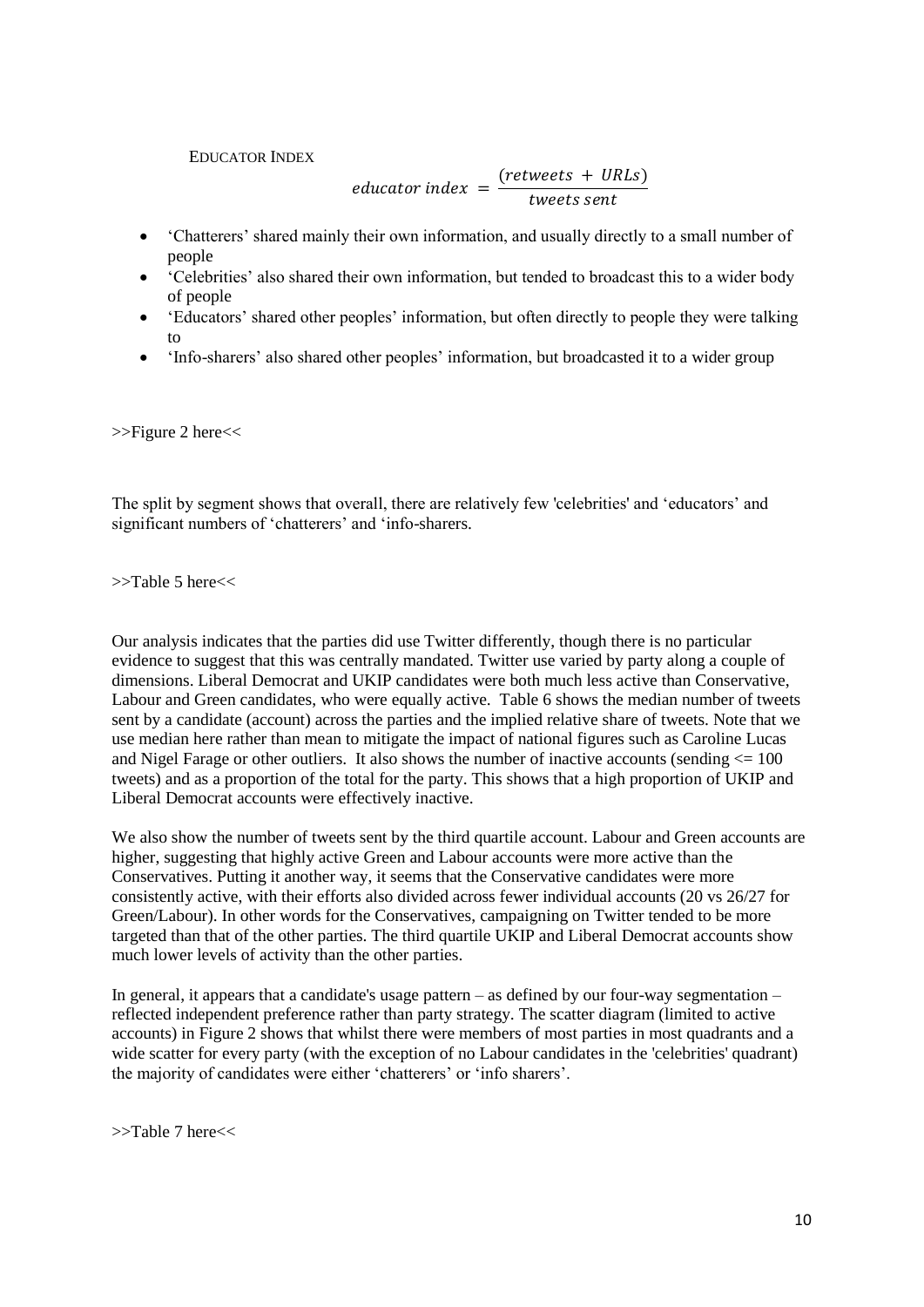EDUCATOR INDEX

$$educator\ index\ = \frac{(retweets\ +\ URLs)}{tweets\ sent}$$

- 'Chatterers' shared mainly their own information, and usually directly to a small number of people
- 'Celebrities' also shared their own information, but tended to broadcast this to a wider body of people
- 'Educators' shared other peoples' information, but often directly to people they were talking to
- 'Info-sharers' also shared other peoples' information, but broadcasted it to a wider group

>>Figure 2 here<<

The split by segment shows that overall, there are relatively few 'celebrities' and 'educators' and significant numbers of 'chatterers' and 'info-sharers.

>>Table 5 here<<

Our analysis indicates that the parties did use Twitter differently, though there is no particular evidence to suggest that this was centrally mandated. Twitter use varied by party along a couple of dimensions. Liberal Democrat and UKIP candidates were both much less active than Conservative, Labour and Green candidates, who were equally active. Table 6 shows the median number of tweets sent by a candidate (account) across the parties and the implied relative share of tweets. Note that we use median here rather than mean to mitigate the impact of national figures such as Caroline Lucas and Nigel Farage or other outliers. It also shows the number of inactive accounts (sending <= 100 tweets) and as a proportion of the total for the party. This shows that a high proportion of UKIP and Liberal Democrat accounts were effectively inactive.

We also show the number of tweets sent by the third quartile account. Labour and Green accounts are higher, suggesting that highly active Green and Labour accounts were more active than the Conservatives. Putting it another way, it seems that the Conservative candidates were more consistently active, with their efforts also divided across fewer individual accounts (20 vs 26/27 for Green/Labour). In other words for the Conservatives, campaigning on Twitter tended to be more targeted than that of the other parties. The third quartile UKIP and Liberal Democrat accounts show much lower levels of activity than the other parties.

In general, it appears that a candidate's usage pattern – as defined by our four-way segmentation – reflected independent preference rather than party strategy. The scatter diagram (limited to active accounts) in Figure 2 shows that whilst there were members of most parties in most quadrants and a wide scatter for every party (with the exception of no Labour candidates in the 'celebrities' quadrant) the majority of candidates were either 'chatterers' or 'info sharers'.

>>Table 7 here<<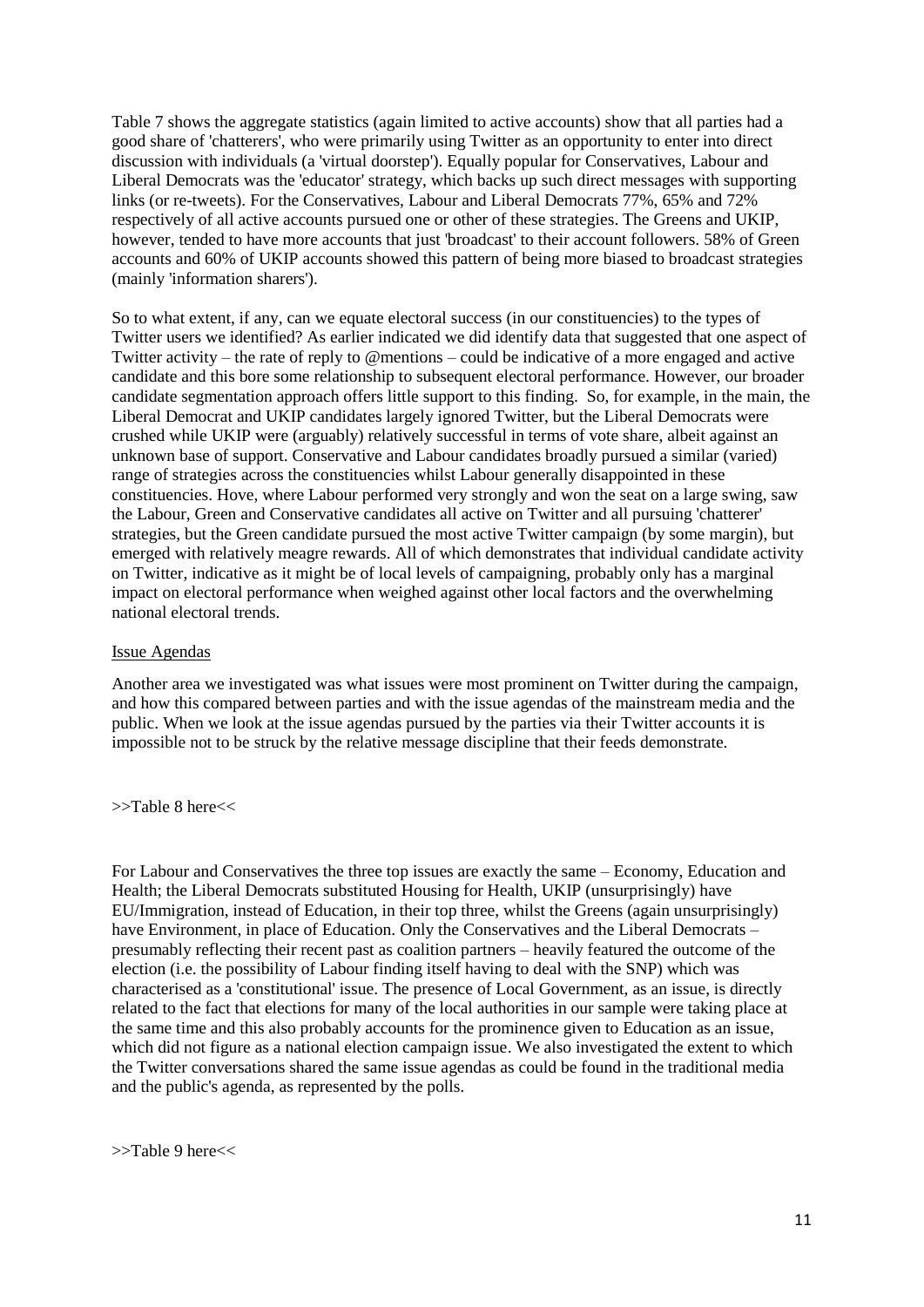Table 7 shows the aggregate statistics (again limited to active accounts) show that all parties had a good share of 'chatterers', who were primarily using Twitter as an opportunity to enter into direct discussion with individuals (a 'virtual doorstep'). Equally popular for Conservatives, Labour and Liberal Democrats was the 'educator' strategy, which backs up such direct messages with supporting links (or re-tweets). For the Conservatives, Labour and Liberal Democrats 77%, 65% and 72% respectively of all active accounts pursued one or other of these strategies. The Greens and UKIP, however, tended to have more accounts that just 'broadcast' to their account followers. 58% of Green accounts and 60% of UKIP accounts showed this pattern of being more biased to broadcast strategies (mainly 'information sharers').

So to what extent, if any, can we equate electoral success (in our constituencies) to the types of Twitter users we identified? As earlier indicated we did identify data that suggested that one aspect of Twitter activity – the rate of reply to @mentions – could be indicative of a more engaged and active candidate and this bore some relationship to subsequent electoral performance. However, our broader candidate segmentation approach offers little support to this finding. So, for example, in the main, the Liberal Democrat and UKIP candidates largely ignored Twitter, but the Liberal Democrats were crushed while UKIP were (arguably) relatively successful in terms of vote share, albeit against an unknown base of support. Conservative and Labour candidates broadly pursued a similar (varied) range of strategies across the constituencies whilst Labour generally disappointed in these constituencies. Hove, where Labour performed very strongly and won the seat on a large swing, saw the Labour, Green and Conservative candidates all active on Twitter and all pursuing 'chatterer' strategies, but the Green candidate pursued the most active Twitter campaign (by some margin), but emerged with relatively meagre rewards. All of which demonstrates that individual candidate activity on Twitter, indicative as it might be of local levels of campaigning, probably only has a marginal impact on electoral performance when weighed against other local factors and the overwhelming national electoral trends.

Issue Agendas

Another area we investigated was what issues were most prominent on Twitter during the campaign, and how this compared between parties and with the issue agendas of the mainstream media and the public. When we look at the issue agendas pursued by the parties via their Twitter accounts it is impossible not to be struck by the relative message discipline that their feeds demonstrate.

>>Table 8 here<<

For Labour and Conservatives the three top issues are exactly the same – Economy, Education and Health; the Liberal Democrats substituted Housing for Health, UKIP (unsurprisingly) have EU/Immigration, instead of Education, in their top three, whilst the Greens (again unsurprisingly) have Environment, in place of Education. Only the Conservatives and the Liberal Democrats – presumably reflecting their recent past as coalition partners – heavily featured the outcome of the election (i.e. the possibility of Labour finding itself having to deal with the SNP) which was characterised as a 'constitutional' issue. The presence of Local Government, as an issue, is directly related to the fact that elections for many of the local authorities in our sample were taking place at the same time and this also probably accounts for the prominence given to Education as an issue, which did not figure as a national election campaign issue. We also investigated the extent to which the Twitter conversations shared the same issue agendas as could be found in the traditional media and the public's agenda, as represented by the polls.

>>Table 9 here<<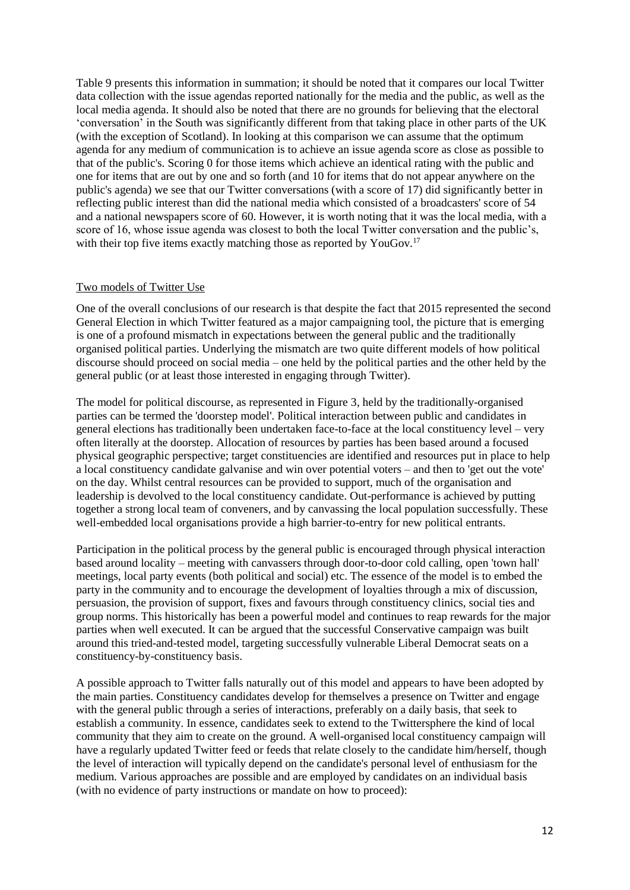Table 9 presents this information in summation; it should be noted that it compares our local Twitter data collection with the issue agendas reported nationally for the media and the public, as well as the local media agenda. It should also be noted that there are no grounds for believing that the electoral 'conversation' in the South was significantly different from that taking place in other parts of the UK (with the exception of Scotland). In looking at this comparison we can assume that the optimum agenda for any medium of communication is to achieve an issue agenda score as close as possible to that of the public's. Scoring 0 for those items which achieve an identical rating with the public and one for items that are out by one and so forth (and 10 for items that do not appear anywhere on the public's agenda) we see that our Twitter conversations (with a score of 17) did significantly better in reflecting public interest than did the national media which consisted of a broadcasters' score of 54 and a national newspapers score of 60. However, it is worth noting that it was the local media, with a score of 16, whose issue agenda was closest to both the local Twitter conversation and the public's, with their top five items exactly matching those as reported by YouGov.[17]

## Two models of Twitter Use

One of the overall conclusions of our research is that despite the fact that 2015 represented the second General Election in which Twitter featured as a major campaigning tool, the picture that is emerging is one of a profound mismatch in expectations between the general public and the traditionally organised political parties. Underlying the mismatch are two quite different models of how political discourse should proceed on social media – one held by the political parties and the other held by the general public (or at least those interested in engaging through Twitter).

The model for political discourse, as represented in Figure 3, held by the traditionally-organised parties can be termed the 'doorstep model'. Political interaction between public and candidates in general elections has traditionally been undertaken face-to-face at the local constituency level – very often literally at the doorstep. Allocation of resources by parties has been based around a focused physical geographic perspective; target constituencies are identified and resources put in place to help a local constituency candidate galvanise and win over potential voters – and then to 'get out the vote' on the day. Whilst central resources can be provided to support, much of the organisation and leadership is devolved to the local constituency candidate. Out-performance is achieved by putting together a strong local team of conveners, and by canvassing the local population successfully. These well-embedded local organisations provide a high barrier-to-entry for new political entrants.

Participation in the political process by the general public is encouraged through physical interaction based around locality – meeting with canvassers through door-to-door cold calling, open 'town hall' meetings, local party events (both political and social) etc. The essence of the model is to embed the party in the community and to encourage the development of loyalties through a mix of discussion, persuasion, the provision of support, fixes and favours through constituency clinics, social ties and group norms. This historically has been a powerful model and continues to reap rewards for the major parties when well executed. It can be argued that the successful Conservative campaign was built around this tried-and-tested model, targeting successfully vulnerable Liberal Democrat seats on a constituency-by-constituency basis.

A possible approach to Twitter falls naturally out of this model and appears to have been adopted by the main parties. Constituency candidates develop for themselves a presence on Twitter and engage with the general public through a series of interactions, preferably on a daily basis, that seek to establish a community. In essence, candidates seek to extend to the Twittersphere the kind of local community that they aim to create on the ground. A well-organised local constituency campaign will have a regularly updated Twitter feed or feeds that relate closely to the candidate him/herself, though the level of interaction will typically depend on the candidate's personal level of enthusiasm for the medium. Various approaches are possible and are employed by candidates on an individual basis (with no evidence of party instructions or mandate on how to proceed):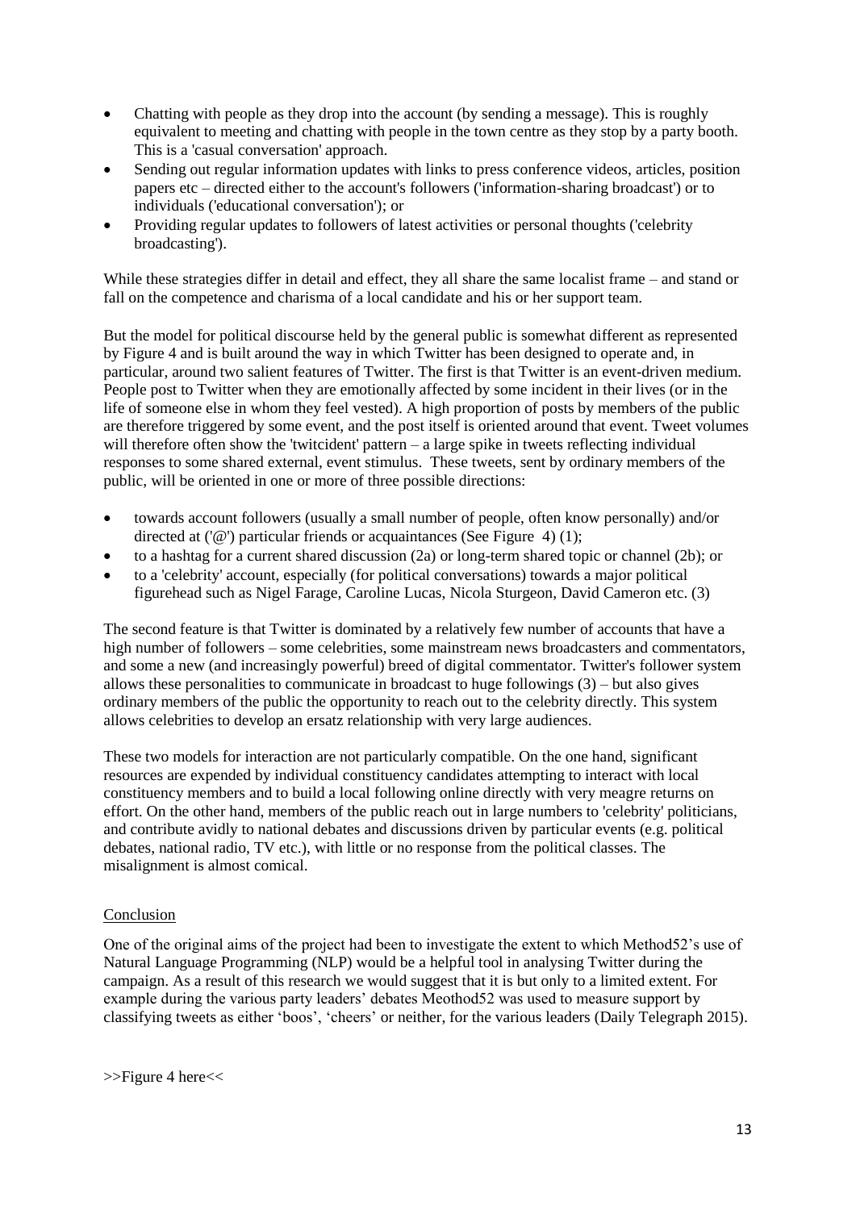- Chatting with people as they drop into the account (by sending a message). This is roughly equivalent to meeting and chatting with people in the town centre as they stop by a party booth. This is a 'casual conversation' approach.
- Sending out regular information updates with links to press conference videos, articles, position papers etc – directed either to the account's followers ('information-sharing broadcast') or to individuals ('educational conversation'); or
- Providing regular updates to followers of latest activities or personal thoughts ('celebrity broadcasting').

While these strategies differ in detail and effect, they all share the same localist frame – and stand or fall on the competence and charisma of a local candidate and his or her support team.

But the model for political discourse held by the general public is somewhat different as represented by Figure 4 and is built around the way in which Twitter has been designed to operate and, in particular, around two salient features of Twitter. The first is that Twitter is an event-driven medium. People post to Twitter when they are emotionally affected by some incident in their lives (or in the life of someone else in whom they feel vested). A high proportion of posts by members of the public are therefore triggered by some event, and the post itself is oriented around that event. Tweet volumes will therefore often show the 'twitcident' pattern – a large spike in tweets reflecting individual responses to some shared external, event stimulus. These tweets, sent by ordinary members of the public, will be oriented in one or more of three possible directions:

- towards account followers (usually a small number of people, often know personally) and/or directed at ('@') particular friends or acquaintances (See Figure 4) (1);
- to a hashtag for a current shared discussion (2a) or long-term shared topic or channel (2b); or
- to a 'celebrity' account, especially (for political conversations) towards a major political figurehead such as Nigel Farage, Caroline Lucas, Nicola Sturgeon, David Cameron etc. (3)

The second feature is that Twitter is dominated by a relatively few number of accounts that have a high number of followers – some celebrities, some mainstream news broadcasters and commentators, and some a new (and increasingly powerful) breed of digital commentator. Twitter's follower system allows these personalities to communicate in broadcast to huge followings (3) – but also gives ordinary members of the public the opportunity to reach out to the celebrity directly. This system allows celebrities to develop an ersatz relationship with very large audiences.

These two models for interaction are not particularly compatible. On the one hand, significant resources are expended by individual constituency candidates attempting to interact with local constituency members and to build a local following online directly with very meagre returns on effort. On the other hand, members of the public reach out in large numbers to 'celebrity' politicians, and contribute avidly to national debates and discussions driven by particular events (e.g. political debates, national radio, TV etc.), with little or no response from the political classes. The misalignment is almost comical.

## Conclusion

One of the original aims of the project had been to investigate the extent to which Method52's use of Natural Language Programming (NLP) would be a helpful tool in analysing Twitter during the campaign. As a result of this research we would suggest that it is but only to a limited extent. For example during the various party leaders' debates Meothod52 was used to measure support by classifying tweets as either 'boos', 'cheers' or neither, for the various leaders (Daily Telegraph 2015).

>>Figure 4 here<<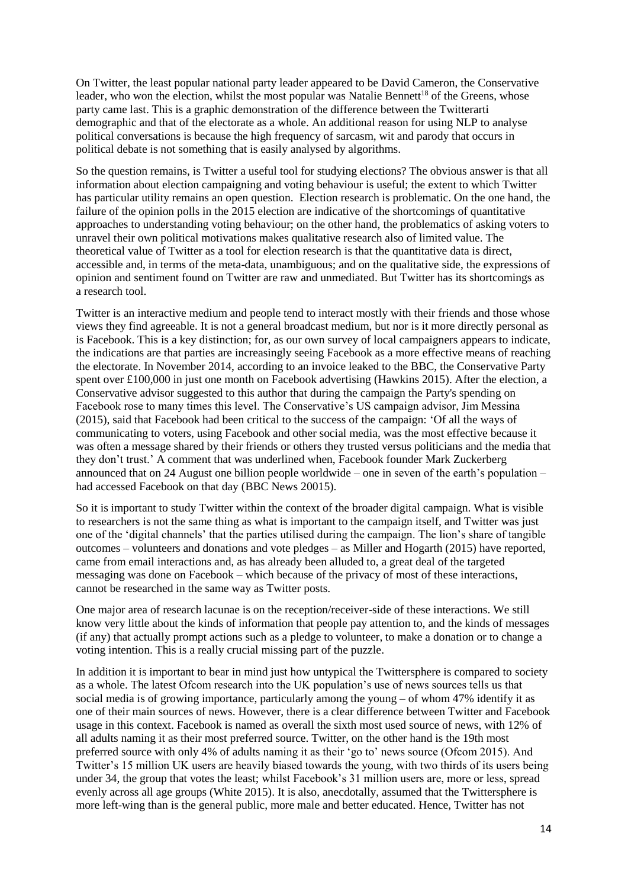On Twitter, the least popular national party leader appeared to be David Cameron, the Conservative leader, who won the election, whilst the most popular was Natalie Bennett[18] of the Greens, whose party came last. This is a graphic demonstration of the difference between the Twitterarti demographic and that of the electorate as a whole. An additional reason for using NLP to analyse political conversations is because the high frequency of sarcasm, wit and parody that occurs in political debate is not something that is easily analysed by algorithms.

So the question remains, is Twitter a useful tool for studying elections? The obvious answer is that all information about election campaigning and voting behaviour is useful; the extent to which Twitter has particular utility remains an open question. Election research is problematic. On the one hand, the failure of the opinion polls in the 2015 election are indicative of the shortcomings of quantitative approaches to understanding voting behaviour; on the other hand, the problematics of asking voters to unravel their own political motivations makes qualitative research also of limited value. The theoretical value of Twitter as a tool for election research is that the quantitative data is direct, accessible and, in terms of the meta-data, unambiguous; and on the qualitative side, the expressions of opinion and sentiment found on Twitter are raw and unmediated. But Twitter has its shortcomings as a research tool.

Twitter is an interactive medium and people tend to interact mostly with their friends and those whose views they find agreeable. It is not a general broadcast medium, but nor is it more directly personal as is Facebook. This is a key distinction; for, as our own survey of local campaigners appears to indicate, the indications are that parties are increasingly seeing Facebook as a more effective means of reaching the electorate. In November 2014, according to an invoice leaked to the BBC, the Conservative Party spent over £100,000 in just one month on Facebook advertising (Hawkins 2015). After the election, a Conservative advisor suggested to this author that during the campaign the Party's spending on Facebook rose to many times this level. The Conservative's US campaign advisor, Jim Messina (2015), said that Facebook had been critical to the success of the campaign: 'Of all the ways of communicating to voters, using Facebook and other social media, was the most effective because it was often a message shared by their friends or others they trusted versus politicians and the media that they don't trust.' A comment that was underlined when, Facebook founder Mark Zuckerberg announced that on 24 August one billion people worldwide – one in seven of the earth's population – had accessed Facebook on that day (BBC News 20015).

So it is important to study Twitter within the context of the broader digital campaign. What is visible to researchers is not the same thing as what is important to the campaign itself, and Twitter was just one of the 'digital channels' that the parties utilised during the campaign. The lion's share of tangible outcomes – volunteers and donations and vote pledges – as Miller and Hogarth (2015) have reported, came from email interactions and, as has already been alluded to, a great deal of the targeted messaging was done on Facebook – which because of the privacy of most of these interactions, cannot be researched in the same way as Twitter posts.

One major area of research lacunae is on the reception/receiver-side of these interactions. We still know very little about the kinds of information that people pay attention to, and the kinds of messages (if any) that actually prompt actions such as a pledge to volunteer, to make a donation or to change a voting intention. This is a really crucial missing part of the puzzle.

In addition it is important to bear in mind just how untypical the Twittersphere is compared to society as a whole. The latest Ofcom research into the UK population's use of news sources tells us that social media is of growing importance, particularly among the young – of whom 47% identify it as one of their main sources of news. However, there is a clear difference between Twitter and Facebook usage in this context. Facebook is named as overall the sixth most used source of news, with 12% of all adults naming it as their most preferred source. Twitter, on the other hand is the 19th most preferred source with only 4% of adults naming it as their 'go to' news source (Ofcom 2015). And Twitter's 15 million UK users are heavily biased towards the young, with two thirds of its users being under 34, the group that votes the least; whilst Facebook's 31 million users are, more or less, spread evenly across all age groups (White 2015). It is also, anecdotally, assumed that the Twittersphere is more left-wing than is the general public, more male and better educated. Hence, Twitter has not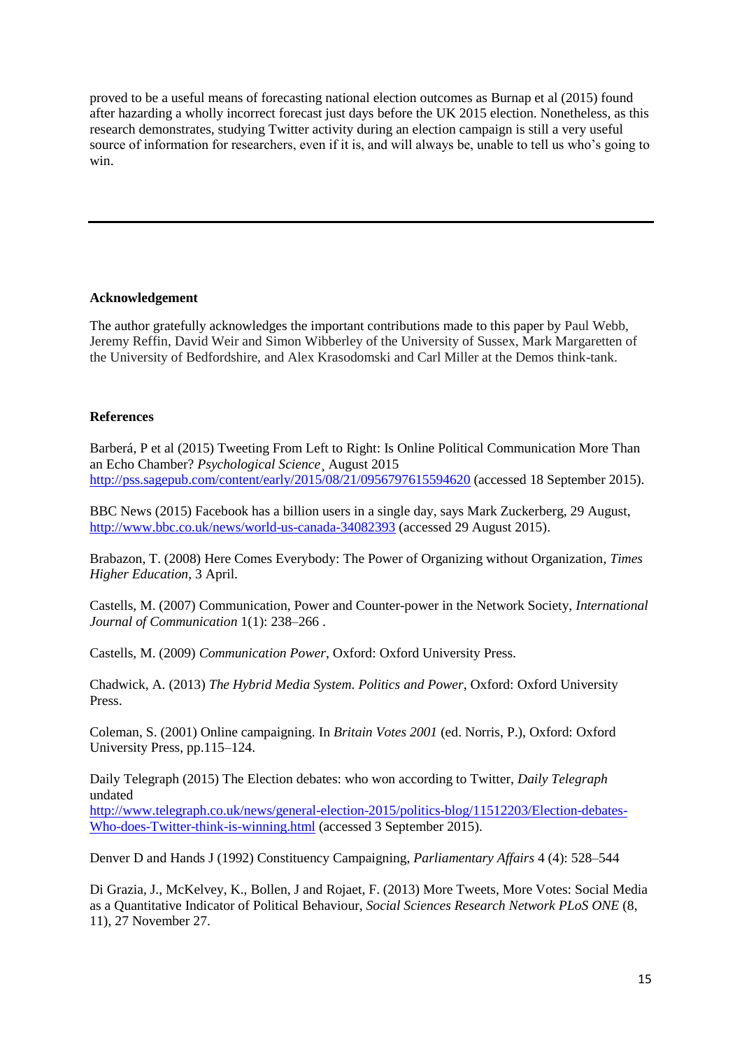proved to be a useful means of forecasting national election outcomes as Burnap et al (2015) found after hazarding a wholly incorrect forecast just days before the UK 2015 election. Nonetheless, as this research demonstrates, studying Twitter activity during an election campaign is still a very useful source of information for researchers, even if it is, and will always be, unable to tell us who's going to win.

---

**Acknowledgement**

The author gratefully acknowledges the important contributions made to this paper by Paul Webb, Jeremy Reffin, David Weir and Simon Wibberley of the University of Sussex, Mark Margaretten of the University of Bedfordshire, and Alex Krasodomski and Carl Miller at the Demos think-tank.

**References**

Barberá, P et al (2015) Tweeting From Left to Right: Is Online Political Communication More Than an Echo Chamber? *Psychological Science*¸ August 2015 http://pss.sagepub.com/content/early/2015/08/21/0956797615594620 (accessed 18 September 2015).

BBC News (2015) Facebook has a billion users in a single day, says Mark Zuckerberg, 29 August, http://www.bbc.co.uk/news/world-us-canada-34082393 (accessed 29 August 2015).

Brabazon, T. (2008) Here Comes Everybody: The Power of Organizing without Organization, *Times Higher Education*, 3 April.

Castells, M. (2007) Communication, Power and Counter-power in the Network Society, *International Journal of Communication* 1(1): 238–266 .

Castells, M. (2009) *Communication Power*, Oxford: Oxford University Press.

Chadwick, A. (2013) *The Hybrid Media System. Politics and Power*, Oxford: Oxford University Press.

Coleman, S. (2001) Online campaigning. In *Britain Votes 2001* (ed. Norris, P.), Oxford: Oxford University Press, pp.115–124.

Daily Telegraph (2015) The Election debates: who won according to Twitter, *Daily Telegraph* undated http://www.telegraph.co.uk/news/general-election-2015/politics-blog/11512203/Election-debates-Who-does-Twitter-think-is-winning.html (accessed 3 September 2015).

Denver D and Hands J (1992) Constituency Campaigning, *Parliamentary Affairs* 4 (4): 528–544

Di Grazia, J., McKelvey, K., Bollen, J and Rojaet, F. (2013) More Tweets, More Votes: Social Media as a Quantitative Indicator of Political Behaviour, *Social Sciences Research Network PLoS ONE* (8, 11), 27 November 27.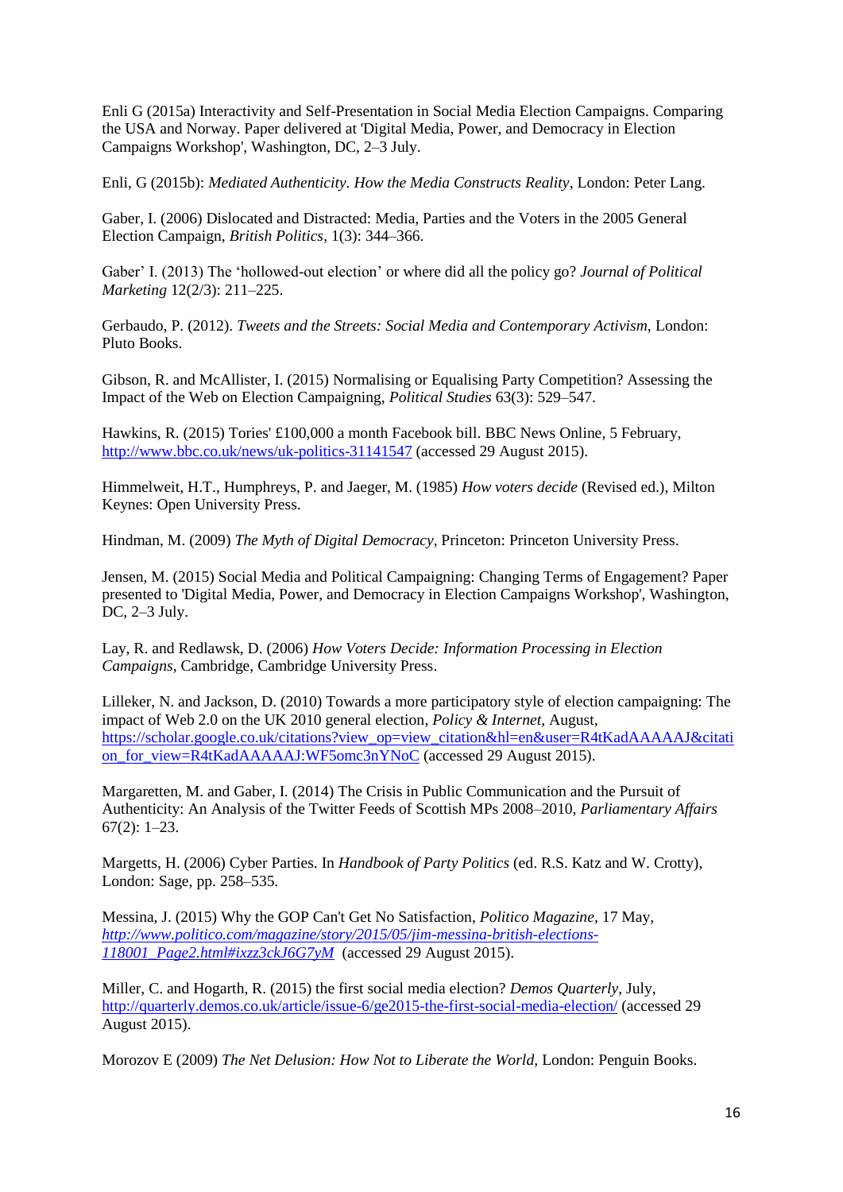Enli G (2015a) Interactivity and Self-Presentation in Social Media Election Campaigns. Comparing the USA and Norway. Paper delivered at 'Digital Media, Power, and Democracy in Election Campaigns Workshop', Washington, DC, 2–3 July.

Enli, G (2015b): *Mediated Authenticity. How the Media Constructs Reality*, London: Peter Lang.

Gaber, I. (2006) Dislocated and Distracted: Media, Parties and the Voters in the 2005 General Election Campaign, *British Politics*, 1(3): 344–366.

Gaber' I. (2013) The 'hollowed-out election' or where did all the policy go? *Journal of Political Marketing* 12(2/3): 211–225.

Gerbaudo, P. (2012). *Tweets and the Streets: Social Media and Contemporary Activism,* London: Pluto Books.

Gibson, R. and McAllister, I. (2015) Normalising or Equalising Party Competition? Assessing the Impact of the Web on Election Campaigning, *Political Studies* 63(3): 529–547.

Hawkins, R. (2015) Tories' £100,000 a month Facebook bill. BBC News Online, 5 February, http://www.bbc.co.uk/news/uk-politics-31141547 (accessed 29 August 2015).

Himmelweit, H.T., Humphreys, P. and Jaeger, M. (1985) *How voters decide* (Revised ed.), Milton Keynes: Open University Press.

Hindman, M. (2009) *The Myth of Digital Democracy*, Princeton: Princeton University Press.

Jensen, M. (2015) Social Media and Political Campaigning: Changing Terms of Engagement? Paper presented to 'Digital Media, Power, and Democracy in Election Campaigns Workshop', Washington, DC, 2–3 July.

Lay, R. and Redlawsk, D. (2006) *How Voters Decide: Information Processing in Election Campaigns*, Cambridge, Cambridge University Press.

Lilleker, N. and Jackson, D. (2010) Towards a more participatory style of election campaigning: The impact of Web 2.0 on the UK 2010 general election, *Policy & Internet*, August, https://scholar.google.co.uk/citations?view_op=view_citation&hl=en&user=R4tKadAAAAAJ&citation_for_view=R4tKadAAAAAJ:WF5omc3nYNoC (accessed 29 August 2015).

Margaretten, M. and Gaber, I. (2014) The Crisis in Public Communication and the Pursuit of Authenticity: An Analysis of the Twitter Feeds of Scottish MPs 2008–2010, *Parliamentary Affairs* 67(2): 1–23.

Margetts, H. (2006) Cyber Parties. In *Handbook of Party Politics* (ed. R.S. Katz and W. Crotty), London: Sage, pp. 258–535.

Messina, J. (2015) Why the GOP Can't Get No Satisfaction, *Politico Magazine*, 17 May, *http://www.politico.com/magazine/story/2015/05/jim-messina-british-elections-118001_Page2.html#ixzz3ckJ6G7yM* (accessed 29 August 2015).

Miller, C. and Hogarth, R. (2015) the first social media election? *Demos Quarterly*, July, http://quarterly.demos.co.uk/article/issue-6/ge2015-the-first-social-media-election/ (accessed 29 August 2015).

Morozov E (2009) *The Net Delusion: How Not to Liberate the World*, London: Penguin Books.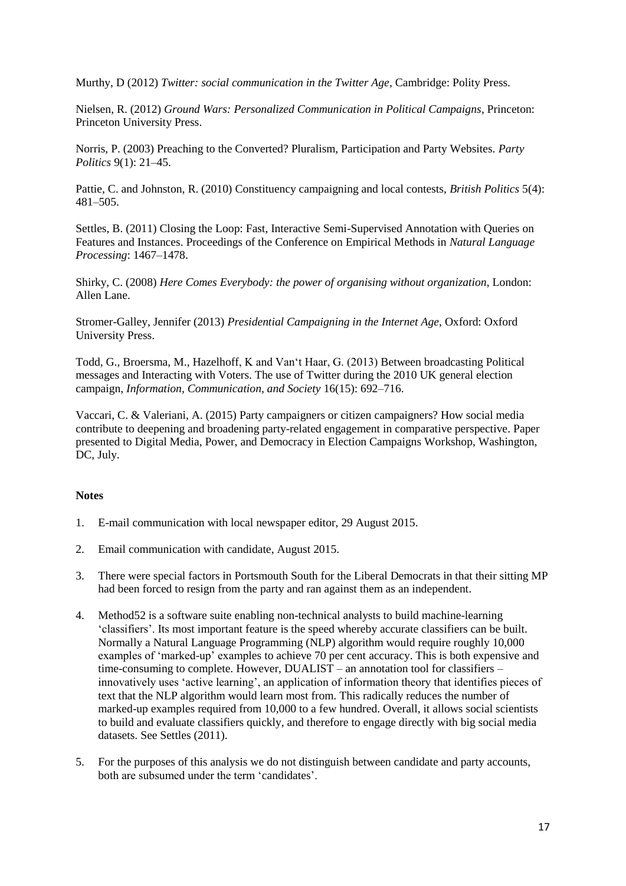Murthy, D (2012) *Twitter: social communication in the Twitter Age*, Cambridge: Polity Press.

Nielsen, R. (2012) *Ground Wars: Personalized Communication in Political Campaigns*, Princeton: Princeton University Press.

Norris, P. (2003) Preaching to the Converted? Pluralism, Participation and Party Websites. *Party Politics* 9(1): 21–45.

Pattie, C. and Johnston, R. (2010) Constituency campaigning and local contests, *British Politics* 5(4): 481–505.

Settles, B. (2011) Closing the Loop: Fast, Interactive Semi-Supervised Annotation with Queries on Features and Instances. Proceedings of the Conference on Empirical Methods in *Natural Language Processing*: 1467–1478.

Shirky, C. (2008) *Here Comes Everybody: the power of organising without organization*, London: Allen Lane.

Stromer-Galley, Jennifer (2013) *Presidential Campaigning in the Internet Age*, Oxford: Oxford University Press.

Todd, G., Broersma, M., Hazelhoff, K and Van't Haar, G. (2013) Between broadcasting Political messages and Interacting with Voters. The use of Twitter during the 2010 UK general election campaign, *Information, Communication, and Society* 16(15): 692–716.

Vaccari, C. & Valeriani, A. (2015) Party campaigners or citizen campaigners? How social media contribute to deepening and broadening party-related engagement in comparative perspective. Paper presented to Digital Media, Power, and Democracy in Election Campaigns Workshop, Washington, DC, July.

**Notes**

1. E-mail communication with local newspaper editor, 29 August 2015.

2. Email communication with candidate, August 2015.

3. There were special factors in Portsmouth South for the Liberal Democrats in that their sitting MP had been forced to resign from the party and ran against them as an independent.

4. Method52 is a software suite enabling non-technical analysts to build machine-learning 'classifiers'. Its most important feature is the speed whereby accurate classifiers can be built. Normally a Natural Language Programming (NLP) algorithm would require roughly 10,000 examples of 'marked-up' examples to achieve 70 per cent accuracy. This is both expensive and time-consuming to complete. However, DUALIST – an annotation tool for classifiers – innovatively uses 'active learning', an application of information theory that identifies pieces of text that the NLP algorithm would learn most from. This radically reduces the number of marked-up examples required from 10,000 to a few hundred. Overall, it allows social scientists to build and evaluate classifiers quickly, and therefore to engage directly with big social media datasets. See Settles (2011).

5. For the purposes of this analysis we do not distinguish between candidate and party accounts, both are subsumed under the term 'candidates'.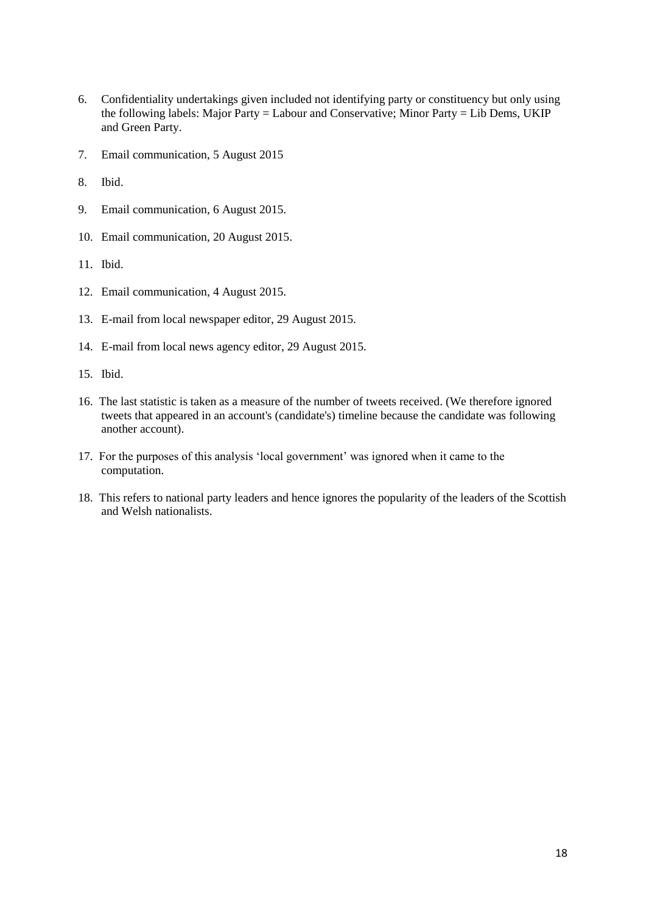6. Confidentiality undertakings given included not identifying party or constituency but only using the following labels: Major Party = Labour and Conservative; Minor Party = Lib Dems, UKIP and Green Party.
7. Email communication, 5 August 2015
8. Ibid.
9. Email communication, 6 August 2015.
10. Email communication, 20 August 2015.
11. Ibid.
12. Email communication, 4 August 2015.
13. E-mail from local newspaper editor, 29 August 2015.
14. E-mail from local news agency editor, 29 August 2015.
15. Ibid.
16. The last statistic is taken as a measure of the number of tweets received. (We therefore ignored tweets that appeared in an account's (candidate's) timeline because the candidate was following another account).
17. For the purposes of this analysis 'local government' was ignored when it came to the computation.
18. This refers to national party leaders and hence ignores the popularity of the leaders of the Scottish and Welsh nationalists.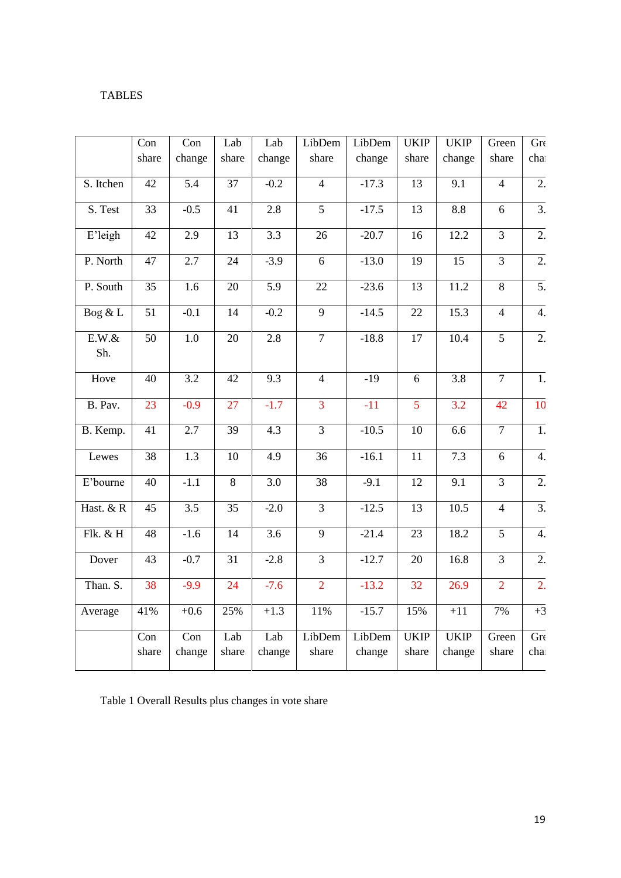TABLES

| | Con share | Con change | Lab share | Lab change | LibDem share | LibDem change | UKIP share | UKIP change | Green share | Gre cha |
|---|---|---|---|---|---|---|---|---|---|---|
| S. Itchen | 42 | 5.4 | 37 | -0.2 | 4 | -17.3 | 13 | 9.1 | 4 | 2. |
| S. Test | 33 | -0.5 | 41 | 2.8 | 5 | -17.5 | 13 | 8.8 | 6 | 3. |
| E'leigh | 42 | 2.9 | 13 | 3.3 | 26 | -20.7 | 16 | 12.2 | 3 | 2. |
| P. North | 47 | 2.7 | 24 | -3.9 | 6 | -13.0 | 19 | 15 | 3 | 2. |
| P. South | 35 | 1.6 | 20 | 5.9 | 22 | -23.6 | 13 | 11.2 | 8 | 5. |
| Bog & L | 51 | -0.1 | 14 | -0.2 | 9 | -14.5 | 22 | 15.3 | 4 | 4. |
| E.W.& Sh. | 50 | 1.0 | 20 | 2.8 | 7 | -18.8 | 17 | 10.4 | 5 | 2. |
| Hove | 40 | 3.2 | 42 | 9.3 | 4 | -19 | 6 | 3.8 | 7 | 1. |
| B. Pav. | 23 | -0.9 | 27 | -1.7 | 3 | -11 | 5 | 3.2 | 42 | 10 |
| B. Kemp. | 41 | 2.7 | 39 | 4.3 | 3 | -10.5 | 10 | 6.6 | 7 | 1. |
| Lewes | 38 | 1.3 | 10 | 4.9 | 36 | -16.1 | 11 | 7.3 | 6 | 4. |
| E'bourne | 40 | -1.1 | 8 | 3.0 | 38 | -9.1 | 12 | 9.1 | 3 | 2. |
| Hast. & R | 45 | 3.5 | 35 | -2.0 | 3 | -12.5 | 13 | 10.5 | 4 | 3. |
| Flk. & H | 48 | -1.6 | 14 | 3.6 | 9 | -21.4 | 23 | 18.2 | 5 | 4. |
| Dover | 43 | -0.7 | 31 | -2.8 | 3 | -12.7 | 20 | 16.8 | 3 | 2. |
| Than. S. | 38 | -9.9 | 24 | -7.6 | 2 | -13.2 | 32 | 26.9 | 2 | 2. |
| Average | 41% | +0.6 | 25% | +1.3 | 11% | -15.7 | 15% | +11 | 7% | +3 |
| | Con share | Con change | Lab share | Lab change | LibDem share | LibDem change | UKIP share | UKIP change | Green share | Gre cha |

Table 1 Overall Results plus changes in vote share